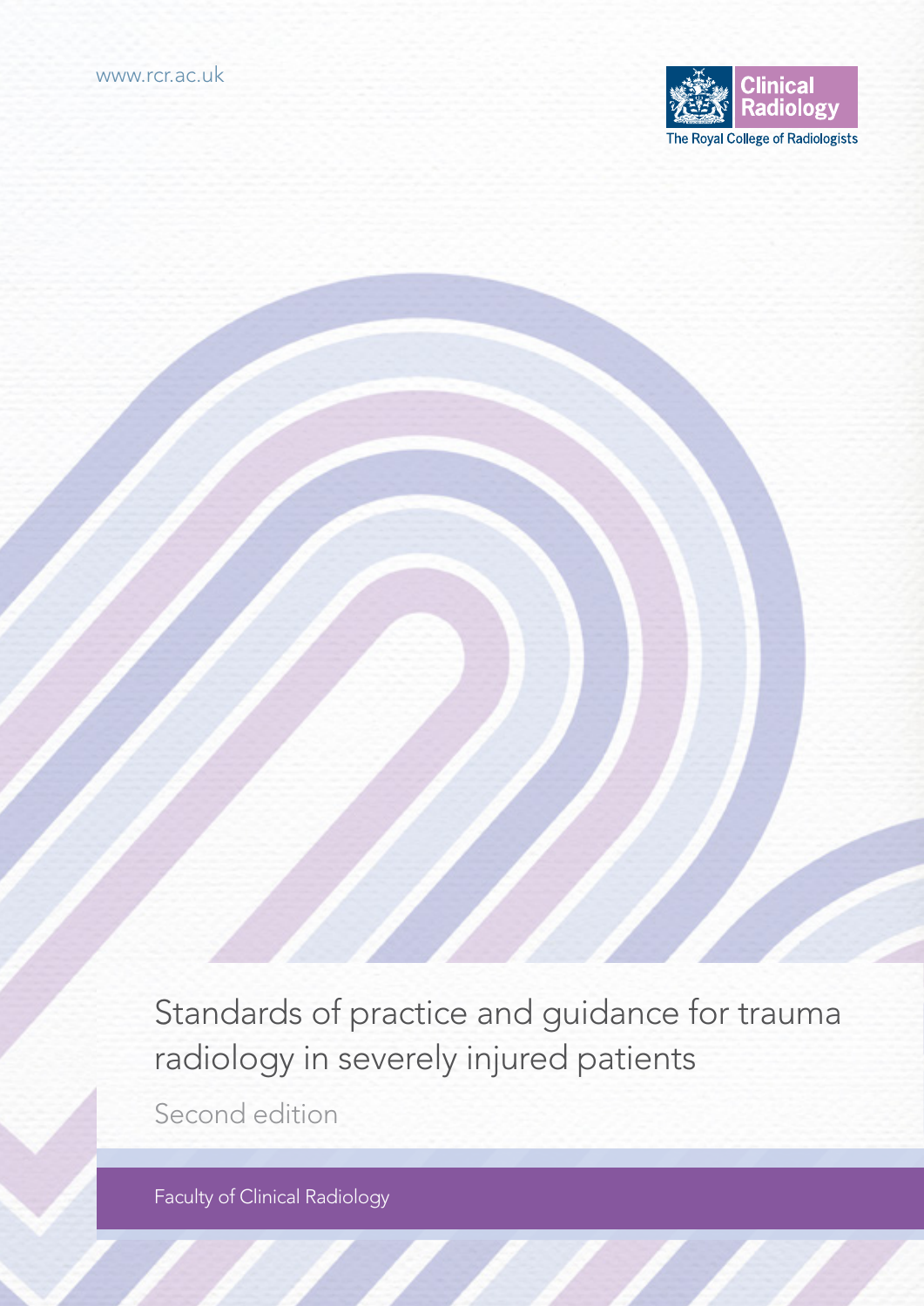www.rcr.ac.uk

Clinical Radiology

The Royal College of Radiologists

# Standards of practice and guidance for trauma radiology in severely injured patients

Second edition

Faculty of Clinical Radiology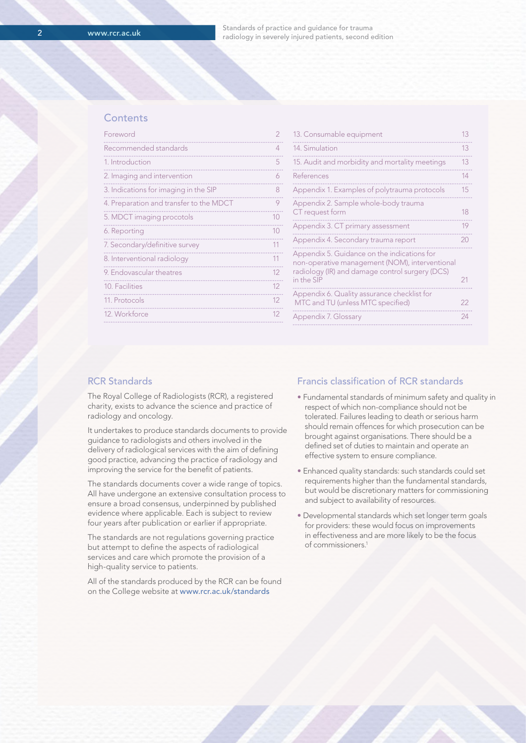## Contents

| | |
|---|---|
| Foreword | 2 |
| Recommended standards | 4 |
| 1. Introduction | 5 |
| 2. Imaging and intervention | 6 |
| 3. Indications for imaging in the SIP | 8 |
| 4. Preparation and transfer to the MDCT | 9 |
| 5. MDCT imaging procotols | 10 |
| 6. Reporting | 10 |
| 7. Secondary/definitive survey | 11 |
| 8. Interventional radiology | 11 |
| 9. Endovascular theatres | 12 |
| 10. Facilities | 12 |
| 11. Protocols | 12 |
| 12. Workforce | 12 |
| 13. Consumable equipment | 13 |
| 14. Simulation | 13 |
| 15. Audit and morbidity and mortality meetings | 13 |
| References | 14 |
| Appendix 1. Examples of polytrauma protocols | 15 |
| Appendix 2. Sample whole-body trauma CT request form | 18 |
| Appendix 3. CT primary assessment | 19 |
| Appendix 4. Secondary trauma report | 20 |
| Appendix 5. Guidance on the indications for non-operative management (NOM), interventional radiology (IR) and damage control surgery (DCS) in the SIP | 21 |
| Appendix 6. Quality assurance checklist for MTC and TU (unless MTC specified) | 22 |
| Appendix 7. Glossary | 24 |

## RCR Standards

The Royal College of Radiologists (RCR), a registered charity, exists to advance the science and practice of radiology and oncology.

It undertakes to produce standards documents to provide guidance to radiologists and others involved in the delivery of radiological services with the aim of defining good practice, advancing the practice of radiology and improving the service for the benefit of patients.

The standards documents cover a wide range of topics. All have undergone an extensive consultation process to ensure a broad consensus, underpinned by published evidence where applicable. Each is subject to review four years after publication or earlier if appropriate.

The standards are not regulations governing practice but attempt to define the aspects of radiological services and care which promote the provision of a high-quality service to patients.

All of the standards produced by the RCR can be found on the College website at www.rcr.ac.uk/standards

## Francis classification of RCR standards

- Fundamental standards of minimum safety and quality in respect of which non-compliance should not be tolerated. Failures leading to death or serious harm should remain offences for which prosecution can be brought against organisations. There should be a defined set of duties to maintain and operate an effective system to ensure compliance.
- Enhanced quality standards: such standards could set requirements higher than the fundamental standards, but would be discretionary matters for commissioning and subject to availability of resources.
- Developmental standards which set longer term goals for providers: these would focus on improvements in effectiveness and are more likely to be the focus of commissioners.[1]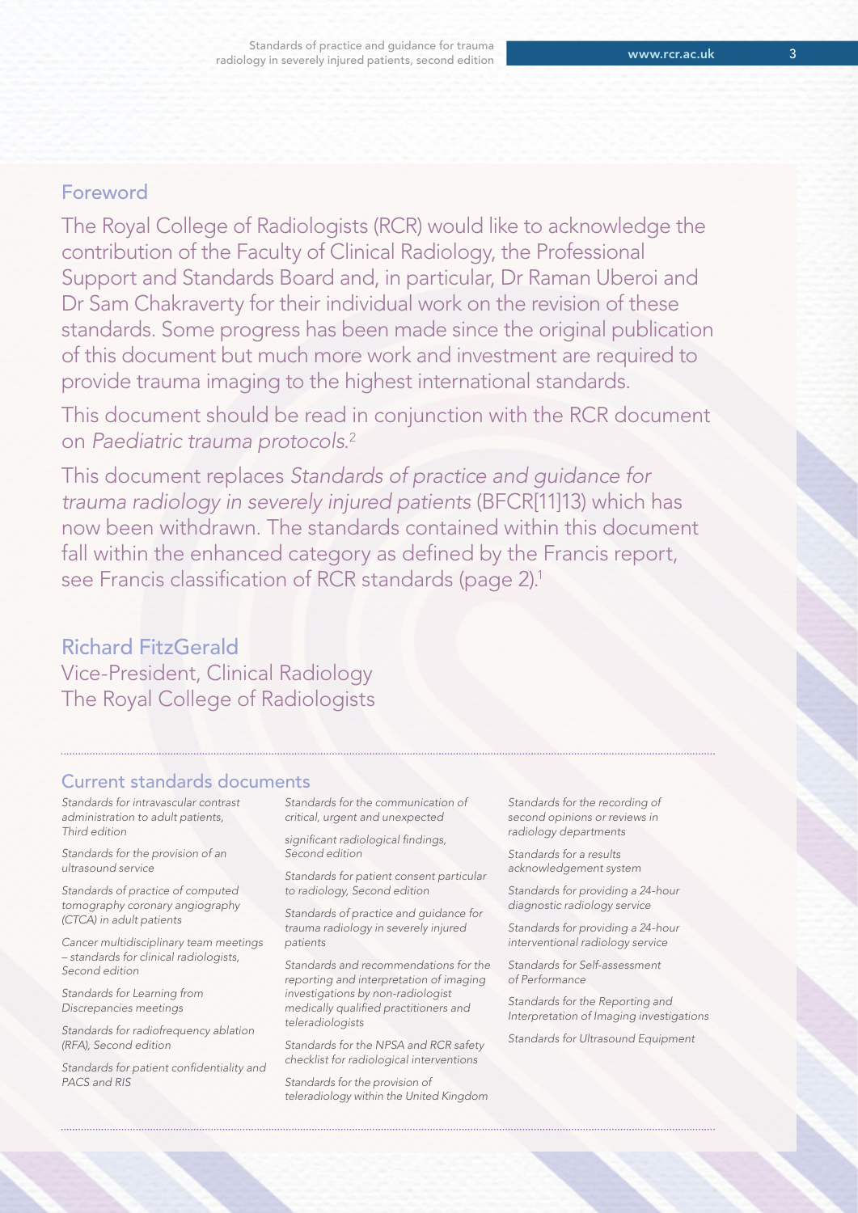## Foreword

The Royal College of Radiologists (RCR) would like to acknowledge the contribution of the Faculty of Clinical Radiology, the Professional Support and Standards Board and, in particular, Dr Raman Uberoi and Dr Sam Chakraverty for their individual work on the revision of these standards. Some progress has been made since the original publication of this document but much more work and investment are required to provide trauma imaging to the highest international standards.

This document should be read in conjunction with the RCR document on *Paediatric trauma protocols*.[2]

This document replaces *Standards of practice and guidance for trauma radiology in severely injured patients* (BFCR[11]13) which has now been withdrawn. The standards contained within this document fall within the enhanced category as defined by the Francis report, see Francis classification of RCR standards (page 2).[1]

**Richard FitzGerald**
Vice-President, Clinical Radiology
The Royal College of Radiologists

## Current standards documents

*Standards for intravascular contrast administration to adult patients, Third edition*

*Standards for the provision of an ultrasound service*

*Standards of practice of computed tomography coronary angiography (CTCA) in adult patients*

*Cancer multidisciplinary team meetings – standards for clinical radiologists, Second edition*

*Standards for Learning from Discrepancies meetings*

*Standards for radiofrequency ablation (RFA), Second edition*

*Standards for patient confidentiality and PACS and RIS*

*Standards for the communication of critical, urgent and unexpected*

*significant radiological findings, Second edition*

*Standards for patient consent particular to radiology, Second edition*

*Standards of practice and guidance for trauma radiology in severely injured patients*

*Standards and recommendations for the reporting and interpretation of imaging investigations by non-radiologist medically qualified practitioners and teleradiologists*

*Standards for the NPSA and RCR safety checklist for radiological interventions*

*Standards for the provision of teleradiology within the United Kingdom*

*Standards for the recording of second opinions or reviews in radiology departments*

*Standards for a results acknowledgement system*

*Standards for providing a 24-hour diagnostic radiology service*

*Standards for providing a 24-hour interventional radiology service*

*Standards for Self-assessment of Performance*

*Standards for the Reporting and Interpretation of Imaging investigations*

*Standards for Ultrasound Equipment*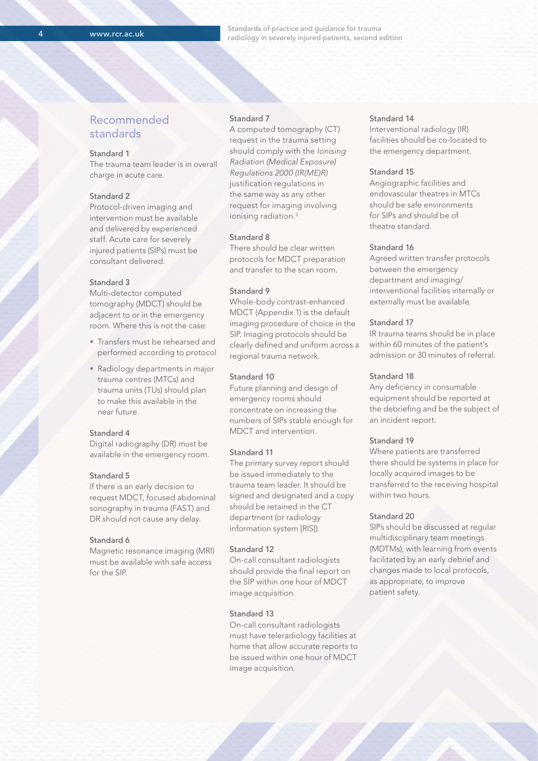## Recommended standards

### Standard 1

The trauma team leader is in overall charge in acute care.

### Standard 2

Protocol-driven imaging and intervention must be available and delivered by experienced staff. Acute care for severely injured patients (SIPs) must be consultant delivered.

### Standard 3

Multi-detector computed tomography (MDCT) should be adjacent to or in the emergency room. Where this is not the case:

- Transfers must be rehearsed and performed according to protocol
- Radiology departments in major trauma centres (MTCs) and trauma units (TUs) should plan to make this available in the near future.

### Standard 4

Digital radiography (DR) must be available in the emergency room.

### Standard 5

If there is an early decision to request MDCT, focused abdominal sonography in trauma (FAST) and DR should not cause any delay.

### Standard 6

Magnetic resonance imaging (MRI) must be available with safe access for the SIP.

### Standard 7

A computed tomography (CT) request in the trauma setting should comply with the *Ionising Radiation (Medical Exposure) Regulations 2000 (IR(ME)R)* justification regulations in the same way as any other request for imaging involving ionising radiation.[3]

### Standard 8

There should be clear written protocols for MDCT preparation and transfer to the scan room.

### Standard 9

Whole-body contrast-enhanced MDCT (Appendix 1) is the default imaging procedure of choice in the SIP. Imaging protocols should be clearly defined and uniform across a regional trauma network.

### Standard 10

Future planning and design of emergency rooms should concentrate on increasing the numbers of SIPs stable enough for MDCT and intervention.

### Standard 11

The primary survey report should be issued immediately to the trauma team leader. It should be signed and designated and a copy should be retained in the CT department (or radiology information system [RIS]).

### Standard 12

On-call consultant radiologists should provide the final report on the SIP within one hour of MDCT image acquisition.

### Standard 13

On-call consultant radiologists must have teleradiology facilities at home that allow accurate reports to be issued within one hour of MDCT image acquisition.

### Standard 14

Interventional radiology (IR) facilities should be co-located to the emergency department.

### Standard 15

Angiographic facilities and endovascular theatres in MTCs should be safe environments for SIPs and should be of theatre standard.

### Standard 16

Agreed written transfer protocols between the emergency department and imaging/interventional facilities internally or externally must be available.

### Standard 17

IR trauma teams should be in place within 60 minutes of the patient's admission or 30 minutes of referral.

### Standard 18

Any deficiency in consumable equipment should be reported at the debriefing and be the subject of an incident report.

### Standard 19

Where patients are transferred there should be systems in place for locally acquired images to be transferred to the receiving hospital within two hours.

### Standard 20

SIPs should be discussed at regular multidisciplinary team meetings (MDTMs), with learning from events facilitated by an early debrief and changes made to local protocols, as appropriate, to improve patient safety.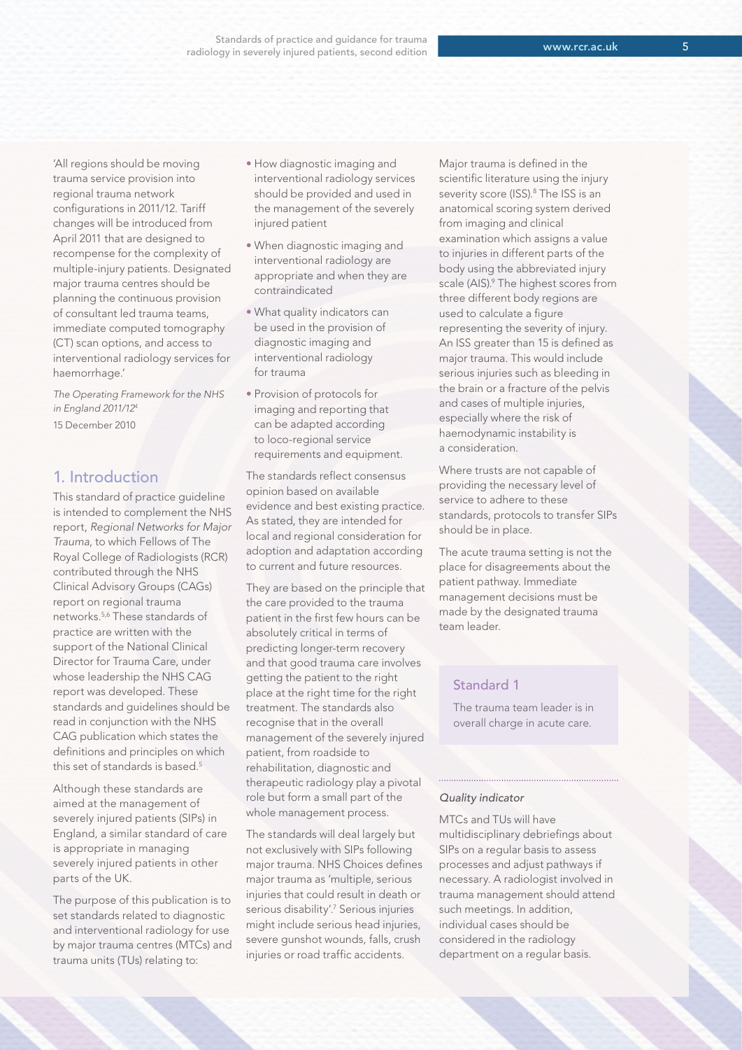'All regions should be moving trauma service provision into regional trauma network configurations in 2011/12. Tariff changes will be introduced from April 2011 that are designed to recompense for the complexity of multiple-injury patients. Designated major trauma centres should be planning the continuous provision of consultant led trauma teams, immediate computed tomography (CT) scan options, and access to interventional radiology services for haemorrhage.'

*The Operating Framework for the NHS in England 2011/12*[4]
15 December 2010

## 1. Introduction

This standard of practice guideline is intended to complement the NHS report, *Regional Networks for Major Trauma*, to which Fellows of The Royal College of Radiologists (RCR) contributed through the NHS Clinical Advisory Groups (CAGs) report on regional trauma networks.[5,6] These standards of practice are written with the support of the National Clinical Director for Trauma Care, under whose leadership the NHS CAG report was developed. These standards and guidelines should be read in conjunction with the NHS CAG publication which states the definitions and principles on which this set of standards is based.[5]

Although these standards are aimed at the management of severely injured patients (SIPs) in England, a similar standard of care is appropriate in managing severely injured patients in other parts of the UK.

The purpose of this publication is to set standards related to diagnostic and interventional radiology for use by major trauma centres (MTCs) and trauma units (TUs) relating to:

- How diagnostic imaging and interventional radiology services should be provided and used in the management of the severely injured patient
- When diagnostic imaging and interventional radiology are appropriate and when they are contraindicated
- What quality indicators can be used in the provision of diagnostic imaging and interventional radiology for trauma
- Provision of protocols for imaging and reporting that can be adapted according to loco-regional service requirements and equipment.

The standards reflect consensus opinion based on available evidence and best existing practice. As stated, they are intended for local and regional consideration for adoption and adaptation according to current and future resources.

They are based on the principle that the care provided to the trauma patient in the first few hours can be absolutely critical in terms of predicting longer-term recovery and that good trauma care involves getting the patient to the right place at the right time for the right treatment. The standards also recognise that in the overall management of the severely injured patient, from roadside to rehabilitation, diagnostic and therapeutic radiology play a pivotal role but form a small part of the whole management process.

The standards will deal largely but not exclusively with SIPs following major trauma. NHS Choices defines major trauma as 'multiple, serious injuries that could result in death or serious disability'.[7] Serious injuries might include serious head injuries, severe gunshot wounds, falls, crush injuries or road traffic accidents.

Major trauma is defined in the scientific literature using the injury severity score (ISS).[8] The ISS is an anatomical scoring system derived from imaging and clinical examination which assigns a value to injuries in different parts of the body using the abbreviated injury scale (AIS).[9] The highest scores from three different body regions are used to calculate a figure representing the severity of injury. An ISS greater than 15 is defined as major trauma. This would include serious injuries such as bleeding in the brain or a fracture of the pelvis and cases of multiple injuries, especially where the risk of haemodynamic instability is a consideration.

Where trusts are not capable of providing the necessary level of service to adhere to these standards, protocols to transfer SIPs should be in place.

The acute trauma setting is not the place for disagreements about the patient pathway. Immediate management decisions must be made by the designated trauma team leader.

### Standard 1

The trauma team leader is in overall charge in acute care.

*Quality indicator*

MTCs and TUs will have multidisciplinary debriefings about SIPs on a regular basis to assess processes and adjust pathways if necessary. A radiologist involved in trauma management should attend such meetings. In addition, individual cases should be considered in the radiology department on a regular basis.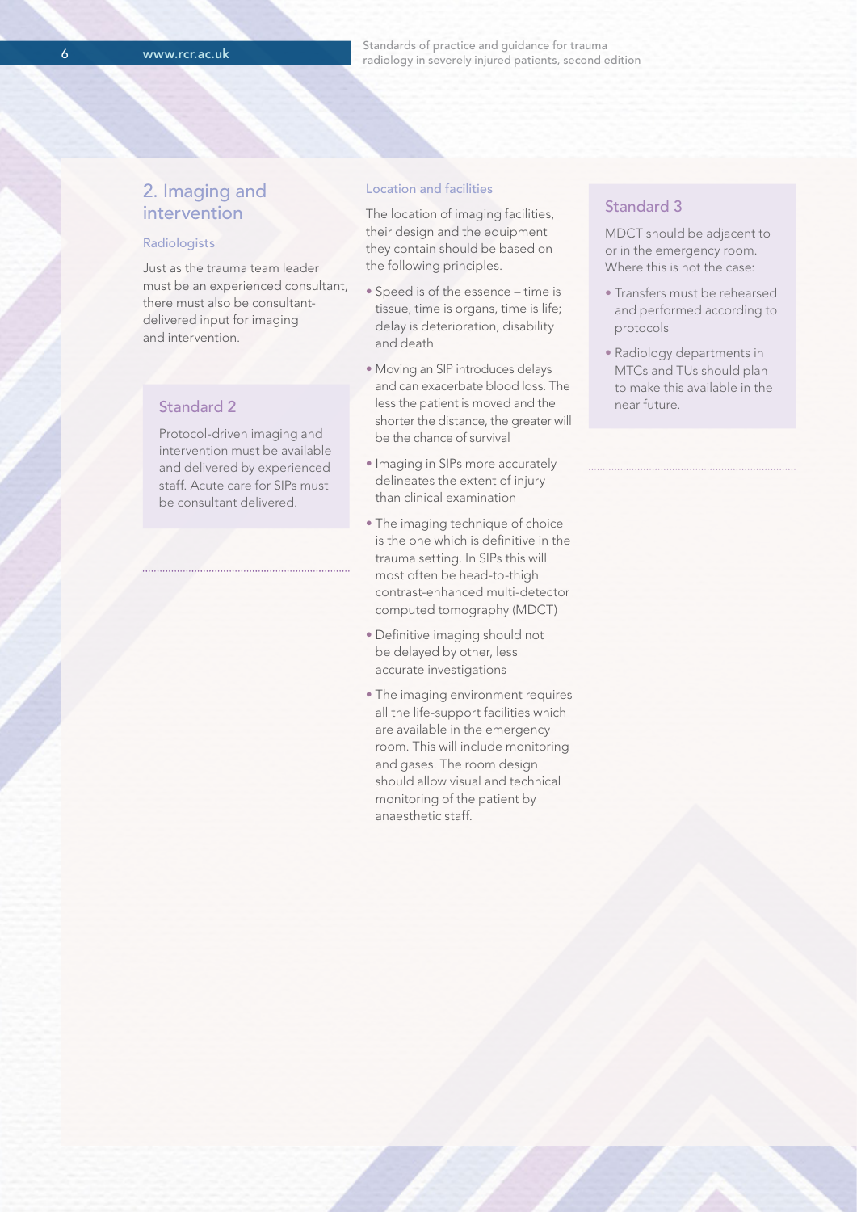## 2. Imaging and intervention

### Radiologists

Just as the trauma team leader must be an experienced consultant, there must also be consultant-delivered input for imaging and intervention.

> **Standard 2**
>
> Protocol-driven imaging and intervention must be available and delivered by experienced staff. Acute care for SIPs must be consultant delivered.

### Location and facilities

The location of imaging facilities, their design and the equipment they contain should be based on the following principles.

- Speed is of the essence – time is tissue, time is organs, time is life; delay is deterioration, disability and death
- Moving an SIP introduces delays and can exacerbate blood loss. The less the patient is moved and the shorter the distance, the greater will be the chance of survival
- Imaging in SIPs more accurately delineates the extent of injury than clinical examination
- The imaging technique of choice is the one which is definitive in the trauma setting. In SIPs this will most often be head-to-thigh contrast-enhanced multi-detector computed tomography (MDCT)
- Definitive imaging should not be delayed by other, less accurate investigations
- The imaging environment requires all the life-support facilities which are available in the emergency room. This will include monitoring and gases. The room design should allow visual and technical monitoring of the patient by anaesthetic staff.

> **Standard 3**
>
> MDCT should be adjacent to or in the emergency room. Where this is not the case:
>
> - Transfers must be rehearsed and performed according to protocols
> - Radiology departments in MTCs and TUs should plan to make this available in the near future.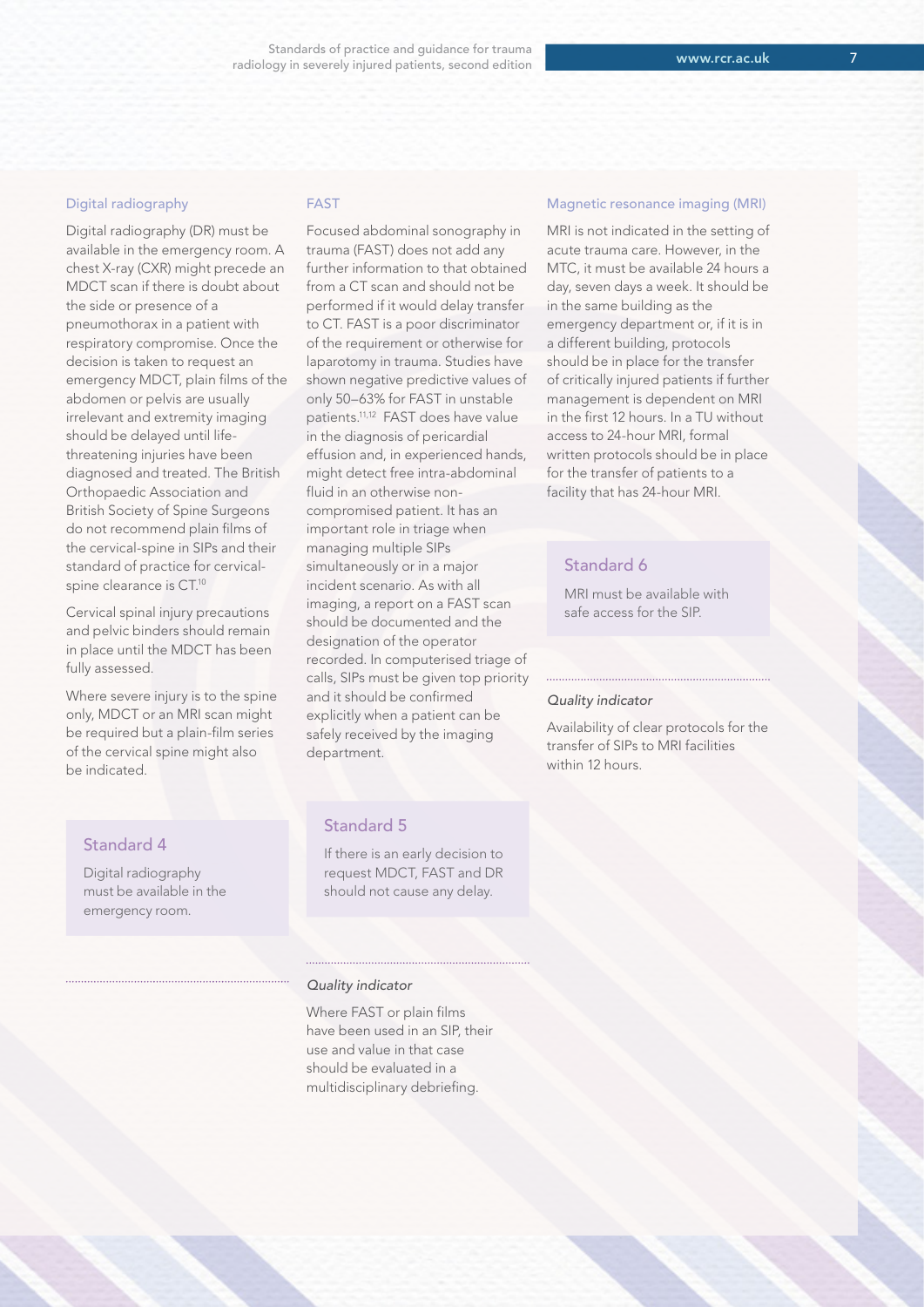## Digital radiography

Digital radiography (DR) must be available in the emergency room. A chest X-ray (CXR) might precede an MDCT scan if there is doubt about the side or presence of a pneumothorax in a patient with respiratory compromise. Once the decision is taken to request an emergency MDCT, plain films of the abdomen or pelvis are usually irrelevant and extremity imaging should be delayed until life-threatening injuries have been diagnosed and treated. The British Orthopaedic Association and British Society of Spine Surgeons do not recommend plain films of the cervical-spine in SIPs and their standard of practice for cervical-spine clearance is CT.[10]

Cervical spinal injury precautions and pelvic binders should remain in place until the MDCT has been fully assessed.

Where severe injury is to the spine only, MDCT or an MRI scan might be required but a plain-film series of the cervical spine might also be indicated.

### Standard 4

Digital radiography must be available in the emergency room.

## FAST

Focused abdominal sonography in trauma (FAST) does not add any further information to that obtained from a CT scan and should not be performed if it would delay transfer to CT. FAST is a poor discriminator of the requirement or otherwise for laparotomy in trauma. Studies have shown negative predictive values of only 50–63% for FAST in unstable patients.[11,12] FAST does have value in the diagnosis of pericardial effusion and, in experienced hands, might detect free intra-abdominal fluid in an otherwise non-compromised patient. It has an important role in triage when managing multiple SIPs simultaneously or in a major incident scenario. As with all imaging, a report on a FAST scan should be documented and the designation of the operator recorded. In computerised triage of calls, SIPs must be given top priority and it should be confirmed explicitly when a patient can be safely received by the imaging department.

### Standard 5

If there is an early decision to request MDCT, FAST and DR should not cause any delay.

*Quality indicator*

Where FAST or plain films have been used in an SIP, their use and value in that case should be evaluated in a multidisciplinary debriefing.

## Magnetic resonance imaging (MRI)

MRI is not indicated in the setting of acute trauma care. However, in the MTC, it must be available 24 hours a day, seven days a week. It should be in the same building as the emergency department or, if it is in a different building, protocols should be in place for the transfer of critically injured patients if further management is dependent on MRI in the first 12 hours. In a TU without access to 24-hour MRI, formal written protocols should be in place for the transfer of patients to a facility that has 24-hour MRI.

### Standard 6

MRI must be available with safe access for the SIP.

*Quality indicator*

Availability of clear protocols for the transfer of SIPs to MRI facilities within 12 hours.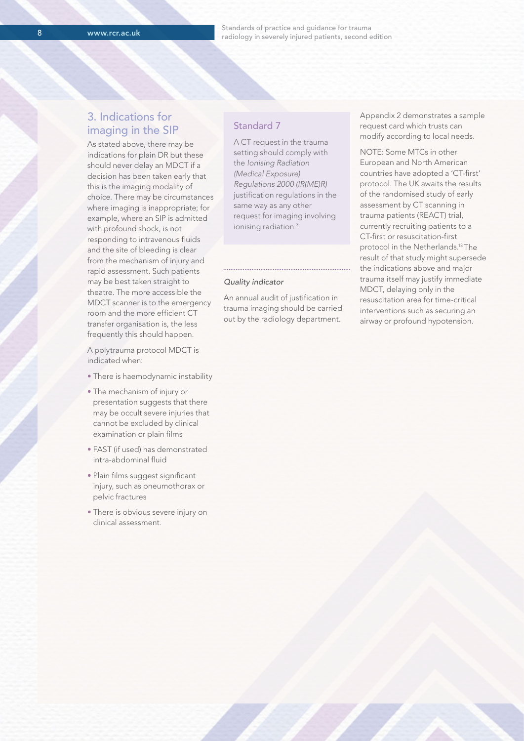## 3. Indications for imaging in the SIP

As stated above, there may be indications for plain DR but these should never delay an MDCT if a decision has been taken early that this is the imaging modality of choice. There may be circumstances where imaging is inappropriate; for example, where an SIP is admitted with profound shock, is not responding to intravenous fluids and the site of bleeding is clear from the mechanism of injury and rapid assessment. Such patients may be best taken straight to theatre. The more accessible the MDCT scanner is to the emergency room and the more efficient CT transfer organisation is, the less frequently this should happen.

A polytrauma protocol MDCT is indicated when:

- There is haemodynamic instability
- The mechanism of injury or presentation suggests that there may be occult severe injuries that cannot be excluded by clinical examination or plain films
- FAST (if used) has demonstrated intra-abdominal fluid
- Plain films suggest significant injury, such as pneumothorax or pelvic fractures
- There is obvious severe injury on clinical assessment.

### Standard 7

A CT request in the trauma setting should comply with the *Ionising Radiation (Medical Exposure) Regulations 2000 (IR(ME)R)* justification regulations in the same way as any other request for imaging involving ionising radiation.[3]

*Quality indicator*

An annual audit of justification in trauma imaging should be carried out by the radiology department.

Appendix 2 demonstrates a sample request card which trusts can modify according to local needs.

NOTE: Some MTCs in other European and North American countries have adopted a 'CT-first' protocol. The UK awaits the results of the randomised study of early assessment by CT scanning in trauma patients (REACT) trial, currently recruiting patients to a CT-first or resuscitation-first protocol in the Netherlands.[13] The result of that study might supersede the indications above and major trauma itself may justify immediate MDCT, delaying only in the resuscitation area for time-critical interventions such as securing an airway or profound hypotension.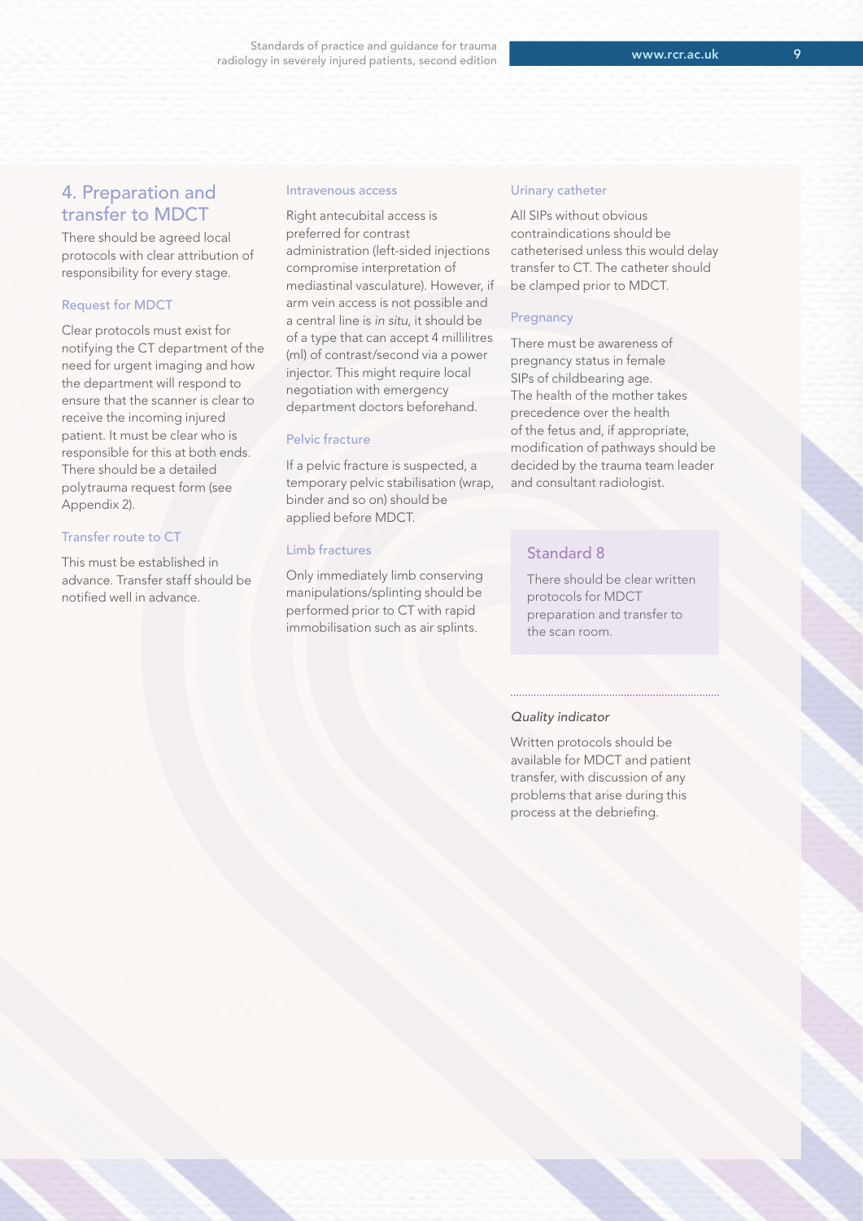## 4. Preparation and transfer to MDCT

There should be agreed local protocols with clear attribution of responsibility for every stage.

### Request for MDCT

Clear protocols must exist for notifying the CT department of the need for urgent imaging and how the department will respond to ensure that the scanner is clear to receive the incoming injured patient. It must be clear who is responsible for this at both ends. There should be a detailed polytrauma request form (see Appendix 2).

### Transfer route to CT

This must be established in advance. Transfer staff should be notified well in advance.

### Intravenous access

Right antecubital access is preferred for contrast administration (left-sided injections compromise interpretation of mediastinal vasculature). However, if arm vein access is not possible and a central line is *in situ*, it should be of a type that can accept 4 millilitres (ml) of contrast/second via a power injector. This might require local negotiation with emergency department doctors beforehand.

### Pelvic fracture

If a pelvic fracture is suspected, a temporary pelvic stabilisation (wrap, binder and so on) should be applied before MDCT.

### Limb fractures

Only immediately limb conserving manipulations/splinting should be performed prior to CT with rapid immobilisation such as air splints.

### Urinary catheter

All SIPs without obvious contraindications should be catheterised unless this would delay transfer to CT. The catheter should be clamped prior to MDCT.

### Pregnancy

There must be awareness of pregnancy status in female SIPs of childbearing age. The health of the mother takes precedence over the health of the fetus and, if appropriate, modification of pathways should be decided by the trauma team leader and consultant radiologist.

### Standard 8

There should be clear written protocols for MDCT preparation and transfer to the scan room.

*Quality indicator*

Written protocols should be available for MDCT and patient transfer, with discussion of any problems that arise during this process at the debriefing.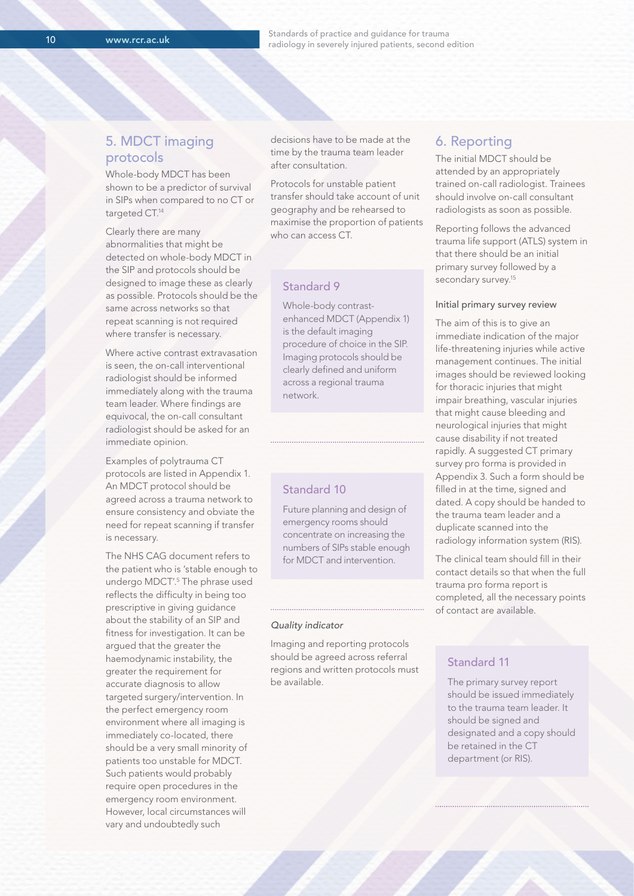## 5. MDCT imaging protocols

Whole-body MDCT has been shown to be a predictor of survival in SIPs when compared to no CT or targeted CT.[14]

Clearly there are many abnormalities that might be detected on whole-body MDCT in the SIP and protocols should be designed to image these as clearly as possible. Protocols should be the same across networks so that repeat scanning is not required where transfer is necessary.

Where active contrast extravasation is seen, the on-call interventional radiologist should be informed immediately along with the trauma team leader. Where findings are equivocal, the on-call consultant radiologist should be asked for an immediate opinion.

Examples of polytrauma CT protocols are listed in Appendix 1. An MDCT protocol should be agreed across a trauma network to ensure consistency and obviate the need for repeat scanning if transfer is necessary.

The NHS CAG document refers to the patient who is 'stable enough to undergo MDCT'.[5] The phrase used reflects the difficulty in being too prescriptive in giving guidance about the stability of an SIP and fitness for investigation. It can be argued that the greater the haemodynamic instability, the greater the requirement for accurate diagnosis to allow targeted surgery/intervention. In the perfect emergency room environment where all imaging is immediately co-located, there should be a very small minority of patients too unstable for MDCT. Such patients would probably require open procedures in the emergency room environment. However, local circumstances will vary and undoubtedly such decisions have to be made at the time by the trauma team leader after consultation.

Protocols for unstable patient transfer should take account of unit geography and be rehearsed to maximise the proportion of patients who can access CT.

### Standard 9

Whole-body contrast-enhanced MDCT (Appendix 1) is the default imaging procedure of choice in the SIP. Imaging protocols should be clearly defined and uniform across a regional trauma network.

### Standard 10

Future planning and design of emergency rooms should concentrate on increasing the numbers of SIPs stable enough for MDCT and intervention.

*Quality indicator*

Imaging and reporting protocols should be agreed across referral regions and written protocols must be available.

## 6. Reporting

The initial MDCT should be attended by an appropriately trained on-call radiologist. Trainees should involve on-call consultant radiologists as soon as possible.

Reporting follows the advanced trauma life support (ATLS) system in that there should be an initial primary survey followed by a secondary survey.[15]

#### Initial primary survey review

The aim of this is to give an immediate indication of the major life-threatening injuries while active management continues. The initial images should be reviewed looking for thoracic injuries that might impair breathing, vascular injuries that might cause bleeding and neurological injuries that might cause disability if not treated rapidly. A suggested CT primary survey pro forma is provided in Appendix 3. Such a form should be filled in at the time, signed and dated. A copy should be handed to the trauma team leader and a duplicate scanned into the radiology information system (RIS).

The clinical team should fill in their contact details so that when the full trauma pro forma report is completed, all the necessary points of contact are available.

### Standard 11

The primary survey report should be issued immediately to the trauma team leader. It should be signed and designated and a copy should be retained in the CT department (or RIS).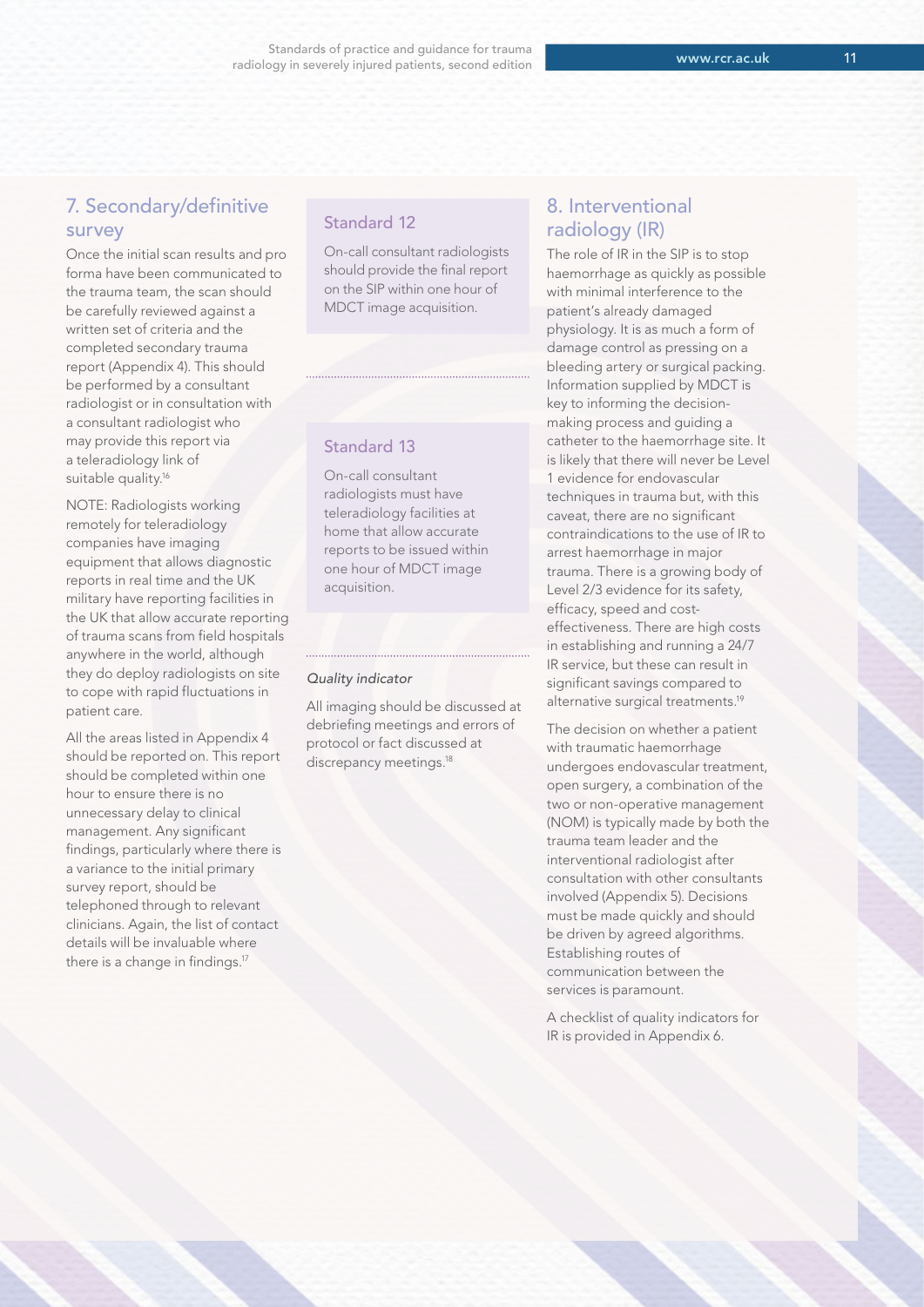## 7. Secondary/definitive survey

Once the initial scan results and pro forma have been communicated to the trauma team, the scan should be carefully reviewed against a written set of criteria and the completed secondary trauma report (Appendix 4). This should be performed by a consultant radiologist or in consultation with a consultant radiologist who may provide this report via a teleradiology link of suitable quality.[16]

NOTE: Radiologists working remotely for teleradiology companies have imaging equipment that allows diagnostic reports in real time and the UK military have reporting facilities in the UK that allow accurate reporting of trauma scans from field hospitals anywhere in the world, although they do deploy radiologists on site to cope with rapid fluctuations in patient care.

All the areas listed in Appendix 4 should be reported on. This report should be completed within one hour to ensure there is no unnecessary delay to clinical management. Any significant findings, particularly where there is a variance to the initial primary survey report, should be telephoned through to relevant clinicians. Again, the list of contact details will be invaluable where there is a change in findings.[17]

### Standard 12

On-call consultant radiologists should provide the final report on the SIP within one hour of MDCT image acquisition.

### Standard 13

On-call consultant radiologists must have teleradiology facilities at home that allow accurate reports to be issued within one hour of MDCT image acquisition.

*Quality indicator*

All imaging should be discussed at debriefing meetings and errors of protocol or fact discussed at discrepancy meetings.[18]

## 8. Interventional radiology (IR)

The role of IR in the SIP is to stop haemorrhage as quickly as possible with minimal interference to the patient's already damaged physiology. It is as much a form of damage control as pressing on a bleeding artery or surgical packing. Information supplied by MDCT is key to informing the decision-making process and guiding a catheter to the haemorrhage site. It is likely that there will never be Level 1 evidence for endovascular techniques in trauma but, with this caveat, there are no significant contraindications to the use of IR to arrest haemorrhage in major trauma. There is a growing body of Level 2/3 evidence for its safety, efficacy, speed and cost-effectiveness. There are high costs in establishing and running a 24/7 IR service, but these can result in significant savings compared to alternative surgical treatments.[19]

The decision on whether a patient with traumatic haemorrhage undergoes endovascular treatment, open surgery, a combination of the two or non-operative management (NOM) is typically made by both the trauma team leader and the interventional radiologist after consultation with other consultants involved (Appendix 5). Decisions must be made quickly and should be driven by agreed algorithms. Establishing routes of communication between the services is paramount.

A checklist of quality indicators for IR is provided in Appendix 6.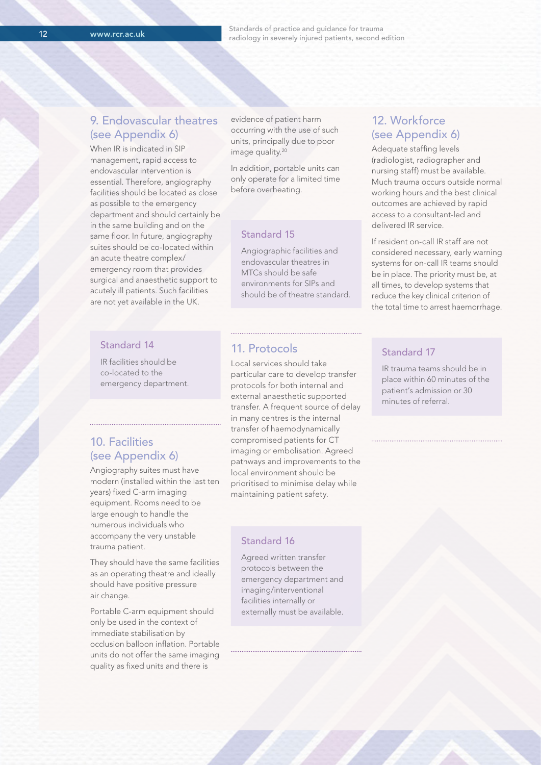## 9. Endovascular theatres (see Appendix 6)

When IR is indicated in SIP management, rapid access to endovascular intervention is essential. Therefore, angiography facilities should be located as close as possible to the emergency department and should certainly be in the same building and on the same floor. In future, angiography suites should be co-located within an acute theatre complex/ emergency room that provides surgical and anaesthetic support to acutely ill patients. Such facilities are not yet available in the UK.

### Standard 14

IR facilities should be co-located to the emergency department.

## 10. Facilities (see Appendix 6)

Angiography suites must have modern (installed within the last ten years) fixed C-arm imaging equipment. Rooms need to be large enough to handle the numerous individuals who accompany the very unstable trauma patient.

They should have the same facilities as an operating theatre and ideally should have positive pressure air change.

Portable C-arm equipment should only be used in the context of immediate stabilisation by occlusion balloon inflation. Portable units do not offer the same imaging quality as fixed units and there is evidence of patient harm occurring with the use of such units, principally due to poor image quality.[20]

In addition, portable units can only operate for a limited time before overheating.

### Standard 15

Angiographic facilities and endovascular theatres in MTCs should be safe environments for SIPs and should be of theatre standard.

## 11. Protocols

Local services should take particular care to develop transfer protocols for both internal and external anaesthetic supported transfer. A frequent source of delay in many centres is the internal transfer of haemodynamically compromised patients for CT imaging or embolisation. Agreed pathways and improvements to the local environment should be prioritised to minimise delay while maintaining patient safety.

### Standard 16

Agreed written transfer protocols between the emergency department and imaging/interventional facilities internally or externally must be available.

## 12. Workforce (see Appendix 6)

Adequate staffing levels (radiologist, radiographer and nursing staff) must be available. Much trauma occurs outside normal working hours and the best clinical outcomes are achieved by rapid access to a consultant-led and delivered IR service.

If resident on-call IR staff are not considered necessary, early warning systems for on-call IR teams should be in place. The priority must be, at all times, to develop systems that reduce the key clinical criterion of the total time to arrest haemorrhage.

### Standard 17

IR trauma teams should be in place within 60 minutes of the patient's admission or 30 minutes of referral.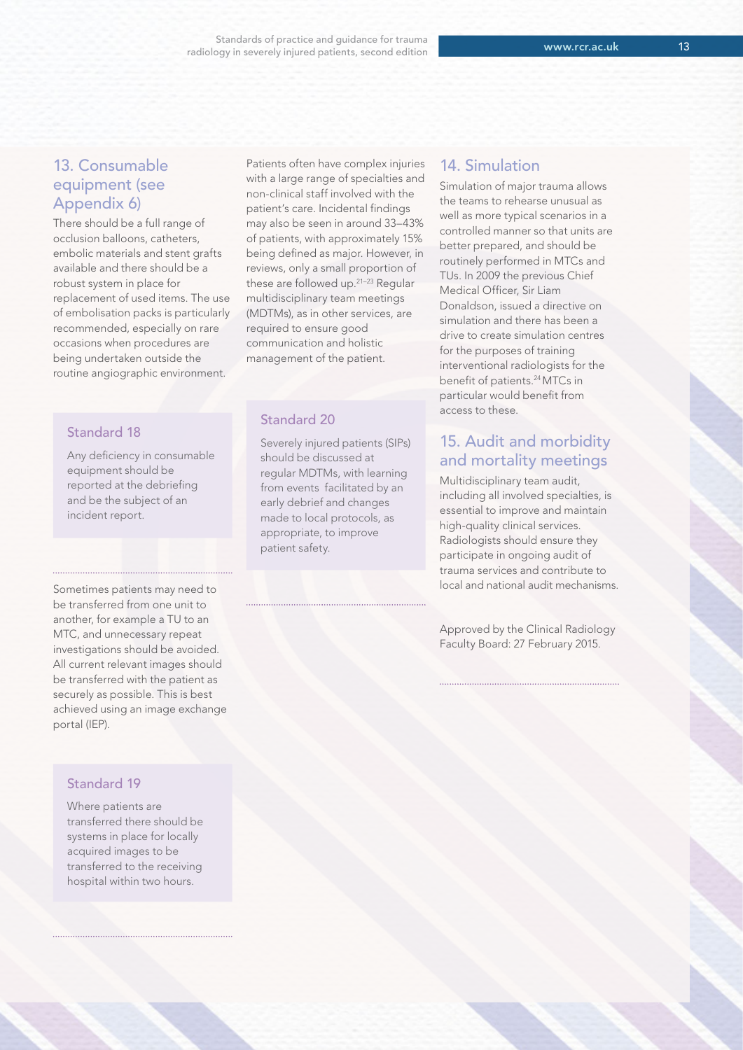## 13. Consumable equipment (see Appendix 6)

There should be a full range of occlusion balloons, catheters, embolic materials and stent grafts available and there should be a robust system in place for replacement of used items. The use of embolisation packs is particularly recommended, especially on rare occasions when procedures are being undertaken outside the routine angiographic environment.

### Standard 18

Any deficiency in consumable equipment should be reported at the debriefing and be the subject of an incident report.

Sometimes patients may need to be transferred from one unit to another, for example a TU to an MTC, and unnecessary repeat investigations should be avoided. All current relevant images should be transferred with the patient as securely as possible. This is best achieved using an image exchange portal (IEP).

### Standard 19

Where patients are transferred there should be systems in place for locally acquired images to be transferred to the receiving hospital within two hours.

Patients often have complex injuries with a large range of specialties and non-clinical staff involved with the patient's care. Incidental findings may also be seen in around 33–43% of patients, with approximately 15% being defined as major. However, in reviews, only a small proportion of these are followed up.[21–23] Regular multidisciplinary team meetings (MDTMs), as in other services, are required to ensure good communication and holistic management of the patient.

### Standard 20

Severely injured patients (SIPs) should be discussed at regular MDTMs, with learning from events facilitated by an early debrief and changes made to local protocols, as appropriate, to improve patient safety.

## 14. Simulation

Simulation of major trauma allows the teams to rehearse unusual as well as more typical scenarios in a controlled manner so that units are better prepared, and should be routinely performed in MTCs and TUs. In 2009 the previous Chief Medical Officer, Sir Liam Donaldson, issued a directive on simulation and there has been a drive to create simulation centres for the purposes of training interventional radiologists for the benefit of patients.[24] MTCs in particular would benefit from access to these.

## 15. Audit and morbidity and mortality meetings

Multidisciplinary team audit, including all involved specialties, is essential to improve and maintain high-quality clinical services. Radiologists should ensure they participate in ongoing audit of trauma services and contribute to local and national audit mechanisms.

Approved by the Clinical Radiology Faculty Board: 27 February 2015.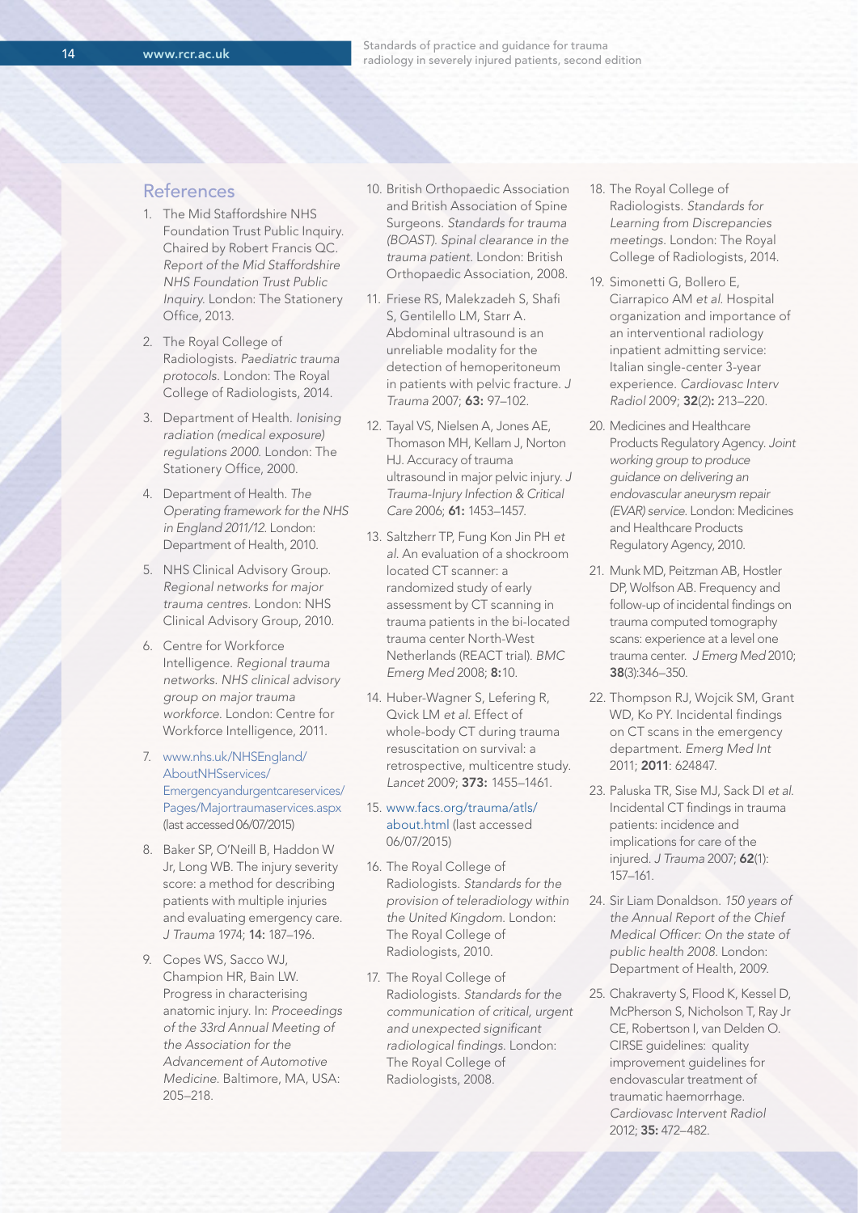## References

1. The Mid Staffordshire NHS Foundation Trust Public Inquiry. Chaired by Robert Francis QC. *Report of the Mid Staffordshire NHS Foundation Trust Public Inquiry.* London: The Stationery Office, 2013.

2. The Royal College of Radiologists. *Paediatric trauma protocols.* London: The Royal College of Radiologists, 2014.

3. Department of Health. *Ionising radiation (medical exposure) regulations 2000.* London: The Stationery Office, 2000.

4. Department of Health. *The Operating framework for the NHS in England 2011/12.* London: Department of Health, 2010.

5. NHS Clinical Advisory Group. *Regional networks for major trauma centres.* London: NHS Clinical Advisory Group, 2010.

6. Centre for Workforce Intelligence. *Regional trauma networks. NHS clinical advisory group on major trauma workforce.* London: Centre for Workforce Intelligence, 2011.

7. www.nhs.uk/NHSEngland/AboutNHSservices/Emergencyandurgentcareservices/Pages/Majortraumaservices.aspx (last accessed 06/07/2015)

8. Baker SP, O'Neill B, Haddon W Jr, Long WB. The injury severity score: a method for describing patients with multiple injuries and evaluating emergency care. *J Trauma* 1974; **14:** 187–196.

9. Copes WS, Sacco WJ, Champion HR, Bain LW. Progress in characterising anatomic injury. In: *Proceedings of the 33rd Annual Meeting of the Association for the Advancement of Automotive Medicine.* Baltimore, MA, USA: 205–218.

10. British Orthopaedic Association and British Association of Spine Surgeons. *Standards for trauma (BOAST). Spinal clearance in the trauma patient.* London: British Orthopaedic Association, 2008.

11. Friese RS, Malekzadeh S, Shafi S, Gentilello LM, Starr A. Abdominal ultrasound is an unreliable modality for the detection of hemoperitoneum in patients with pelvic fracture. *J Trauma* 2007; **63:** 97–102.

12. Tayal VS, Nielsen A, Jones AE, Thomason MH, Kellam J, Norton HJ. Accuracy of trauma ultrasound in major pelvic injury. *J Trauma-Injury Infection & Critical Care* 2006; **61:** 1453–1457.

13. Saltzherr TP, Fung Kon Jin PH *et al.* An evaluation of a shockroom located CT scanner: a randomized study of early assessment by CT scanning in trauma patients in the bi-located trauma center North-West Netherlands (REACT trial). *BMC Emerg Med* 2008; **8:**10.

14. Huber-Wagner S, Lefering R, Qvick LM *et al.* Effect of whole-body CT during trauma resuscitation on survival: a retrospective, multicentre study. *Lancet* 2009; **373:** 1455–1461.

15. www.facs.org/trauma/atls/about.html (last accessed 06/07/2015)

16. The Royal College of Radiologists. *Standards for the provision of teleradiology within the United Kingdom.* London: The Royal College of Radiologists, 2010.

17. The Royal College of Radiologists. *Standards for the communication of critical, urgent and unexpected significant radiological findings.* London: The Royal College of Radiologists, 2008.

18. The Royal College of Radiologists. *Standards for Learning from Discrepancies meetings.* London: The Royal College of Radiologists, 2014.

19. Simonetti G, Bollero E, Ciarrapico AM *et al.* Hospital organization and importance of an interventional radiology inpatient admitting service: Italian single-center 3-year experience. *Cardiovasc Interv Radiol* 2009; **32**(2)**:** 213–220.

20. Medicines and Healthcare Products Regulatory Agency. *Joint working group to produce guidance on delivering an endovascular aneurysm repair (EVAR) service.* London: Medicines and Healthcare Products Regulatory Agency, 2010.

21. Munk MD, Peitzman AB, Hostler DP, Wolfson AB. Frequency and follow-up of incidental findings on trauma computed tomography scans: experience at a level one trauma center. *J Emerg Med* 2010; **38**(3):346–350.

22. Thompson RJ, Wojcik SM, Grant WD, Ko PY. Incidental findings on CT scans in the emergency department. *Emerg Med Int* 2011; **2011**: 624847.

23. Paluska TR, Sise MJ, Sack DI *et al.* Incidental CT findings in trauma patients: incidence and implications for care of the injured. *J Trauma* 2007; **62**(1): 157–161.

24. Sir Liam Donaldson. *150 years of the Annual Report of the Chief Medical Officer: On the state of public health 2008.* London: Department of Health, 2009.

25. Chakraverty S, Flood K, Kessel D, McPherson S, Nicholson T, Ray Jr CE, Robertson I, van Delden O. CIRSE guidelines: quality improvement guidelines for endovascular treatment of traumatic haemorrhage. *Cardiovasc Intervent Radiol* 2012; **35:** 472–482.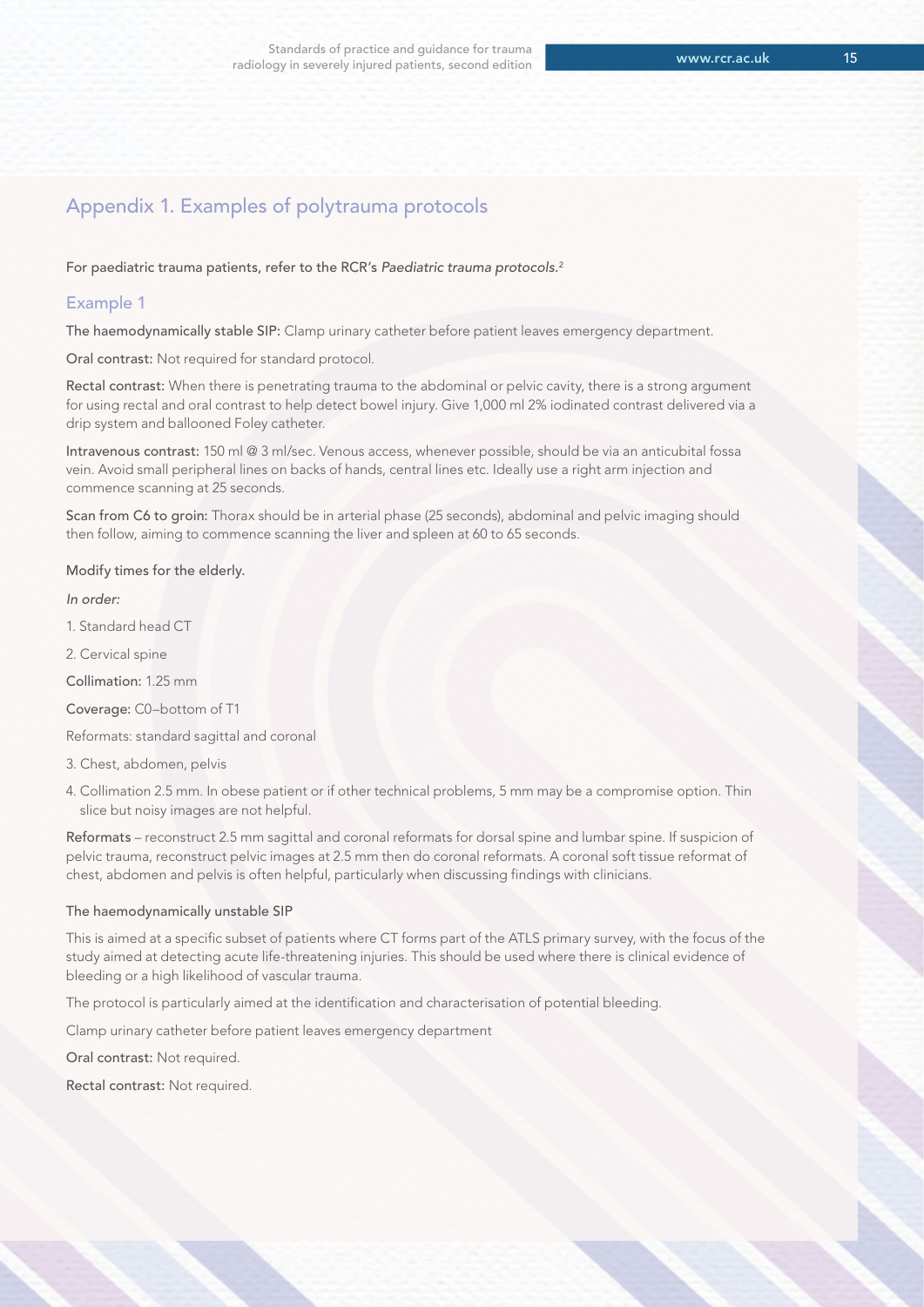## Appendix 1. Examples of polytrauma protocols

For paediatric trauma patients, refer to the RCR's *Paediatric trauma protocols*.[2]

### Example 1

**The haemodynamically stable SIP:** Clamp urinary catheter before patient leaves emergency department.

**Oral contrast:** Not required for standard protocol.

**Rectal contrast:** When there is penetrating trauma to the abdominal or pelvic cavity, there is a strong argument for using rectal and oral contrast to help detect bowel injury. Give 1,000 ml 2% iodinated contrast delivered via a drip system and ballooned Foley catheter.

**Intravenous contrast:** 150 ml @ 3 ml/sec. Venous access, whenever possible, should be via an anticubital fossa vein. Avoid small peripheral lines on backs of hands, central lines etc. Ideally use a right arm injection and commence scanning at 25 seconds.

**Scan from C6 to groin:** Thorax should be in arterial phase (25 seconds), abdominal and pelvic imaging should then follow, aiming to commence scanning the liver and spleen at 60 to 65 seconds.

Modify times for the elderly.

*In order:*

1. Standard head CT
2. Cervical spine

**Collimation:** 1.25 mm

**Coverage:** C0–bottom of T1

Reformats: standard sagittal and coronal

3. Chest, abdomen, pelvis
4. Collimation 2.5 mm. In obese patient or if other technical problems, 5 mm may be a compromise option. Thin slice but noisy images are not helpful.

**Reformats** – reconstruct 2.5 mm sagittal and coronal reformats for dorsal spine and lumbar spine. If suspicion of pelvic trauma, reconstruct pelvic images at 2.5 mm then do coronal reformats. A coronal soft tissue reformat of chest, abdomen and pelvis is often helpful, particularly when discussing findings with clinicians.

The haemodynamically unstable SIP

This is aimed at a specific subset of patients where CT forms part of the ATLS primary survey, with the focus of the study aimed at detecting acute life-threatening injuries. This should be used where there is clinical evidence of bleeding or a high likelihood of vascular trauma.

The protocol is particularly aimed at the identification and characterisation of potential bleeding.

Clamp urinary catheter before patient leaves emergency department

**Oral contrast:** Not required.

**Rectal contrast:** Not required.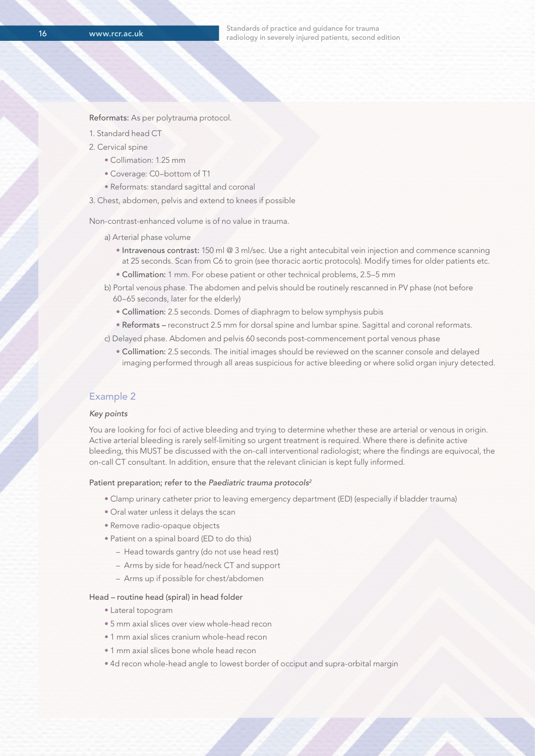**Reformats:** As per polytrauma protocol.

1. Standard head CT
2. Cervical spine
   - Collimation: 1.25 mm
   - Coverage: C0–bottom of T1
   - Reformats: standard sagittal and coronal
3. Chest, abdomen, pelvis and extend to knees if possible

Non-contrast-enhanced volume is of no value in trauma.

a) Arterial phase volume
   - **Intravenous contrast:** 150 ml @ 3 ml/sec. Use a right antecubital vein injection and commence scanning at 25 seconds. Scan from C6 to groin (see thoracic aortic protocols). Modify times for older patients etc.
   - **Collimation:** 1 mm. For obese patient or other technical problems, 2.5–5 mm

b) Portal venous phase. The abdomen and pelvis should be routinely rescanned in PV phase (not before 60–65 seconds, later for the elderly)
   - **Collimation:** 2.5 seconds. Domes of diaphragm to below symphysis pubis
   - **Reformats –** reconstruct 2.5 mm for dorsal spine and lumbar spine. Sagittal and coronal reformats.

c) Delayed phase. Abdomen and pelvis 60 seconds post-commencement portal venous phase
   - **Collimation:** 2.5 seconds. The initial images should be reviewed on the scanner console and delayed imaging performed through all areas suspicious for active bleeding or where solid organ injury detected.

## Example 2

*Key points*

You are looking for foci of active bleeding and trying to determine whether these are arterial or venous in origin. Active arterial bleeding is rarely self-limiting so urgent treatment is required. Where there is definite active bleeding, this MUST be discussed with the on-call interventional radiologist; where the findings are equivocal, the on-call CT consultant. In addition, ensure that the relevant clinician is kept fully informed.

Patient preparation; refer to the *Paediatric trauma protocols*[2]

- Clamp urinary catheter prior to leaving emergency department (ED) (especially if bladder trauma)
- Oral water unless it delays the scan
- Remove radio-opaque objects
- Patient on a spinal board (ED to do this)
  - Head towards gantry (do not use head rest)
  - Arms by side for head/neck CT and support
  - Arms up if possible for chest/abdomen

Head – routine head (spiral) in head folder

- Lateral topogram
- 5 mm axial slices over view whole-head recon
- 1 mm axial slices cranium whole-head recon
- 1 mm axial slices bone whole head recon
- 4d recon whole-head angle to lowest border of occiput and supra-orbital margin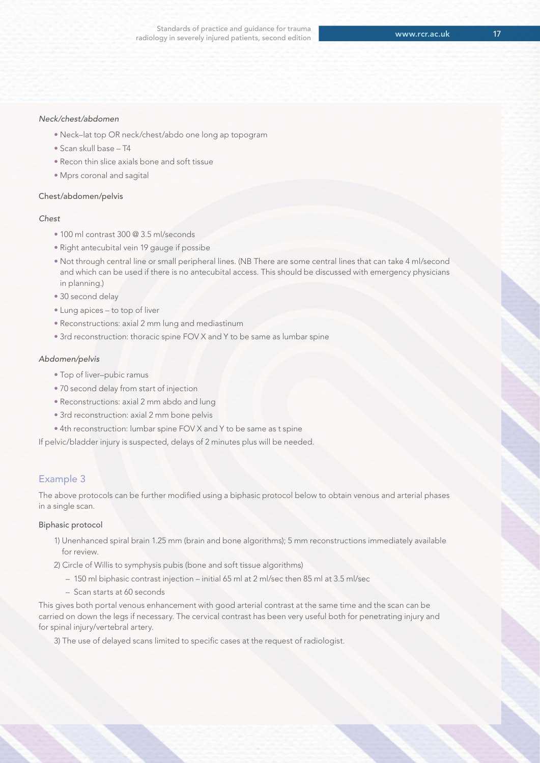*Neck/chest/abdomen*

- Neck–lat top OR neck/chest/abdo one long ap topogram
- Scan skull base – T4
- Recon thin slice axials bone and soft tissue
- Mprs coronal and sagital

Chest/abdomen/pelvis

*Chest*

- 100 ml contrast 300 @ 3.5 ml/seconds
- Right antecubital vein 19 gauge if possibe
- Not through central line or small peripheral lines. (NB There are some central lines that can take 4 ml/second and which can be used if there is no antecubital access. This should be discussed with emergency physicians in planning.)
- 30 second delay
- Lung apices – to top of liver
- Reconstructions: axial 2 mm lung and mediastinum
- 3rd reconstruction: thoracic spine FOV X and Y to be same as lumbar spine

*Abdomen/pelvis*

- Top of liver–pubic ramus
- 70 second delay from start of injection
- Reconstructions: axial 2 mm abdo and lung
- 3rd reconstruction: axial 2 mm bone pelvis
- 4th reconstruction: lumbar spine FOV X and Y to be same as t spine

If pelvic/bladder injury is suspected, delays of 2 minutes plus will be needed.

## Example 3

The above protocols can be further modified using a biphasic protocol below to obtain venous and arterial phases in a single scan.

Biphasic protocol

1) Unenhanced spiral brain 1.25 mm (brain and bone algorithms); 5 mm reconstructions immediately available for review.
2) Circle of Willis to symphysis pubis (bone and soft tissue algorithms)
   - 150 ml biphasic contrast injection – initial 65 ml at 2 ml/sec then 85 ml at 3.5 ml/sec
   - Scan starts at 60 seconds

This gives both portal venous enhancement with good arterial contrast at the same time and the scan can be carried on down the legs if necessary. The cervical contrast has been very useful both for penetrating injury and for spinal injury/vertebral artery.

3) The use of delayed scans limited to specific cases at the request of radiologist.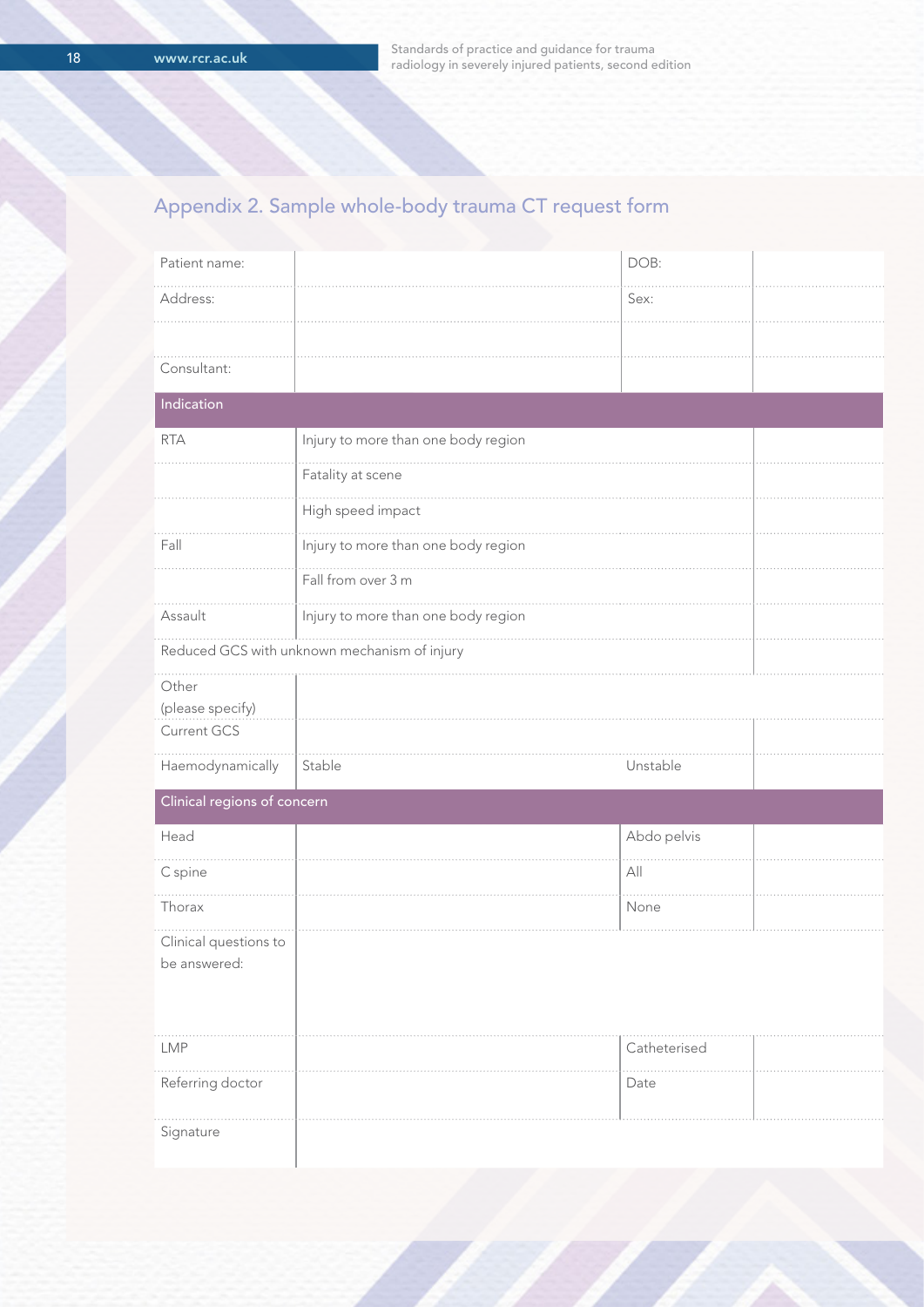## Appendix 2. Sample whole-body trauma CT request form

| | | | |
|---|---|---|---|
| Patient name: | | DOB: | |
| Address: | | Sex: | |
| | | | |
| Consultant: | | | |
| **Indication** | | | |
| RTA | Injury to more than one body region | | |
| | Fatality at scene | | |
| | High speed impact | | |
| Fall | Injury to more than one body region | | |
| | Fall from over 3 m | | |
| Assault | Injury to more than one body region | | |
| Reduced GCS with unknown mechanism of injury | | | |
| Other (please specify) | | | |
| Current GCS | | | |
| Haemodynamically | Stable | Unstable | |
| **Clinical regions of concern** | | | |
| Head | | Abdo pelvis | |
| C spine | | All | |
| Thorax | | None | |
| Clinical questions to be answered: | | | |
| LMP | | Catheterised | |
| Referring doctor | | Date | |
| Signature | | | |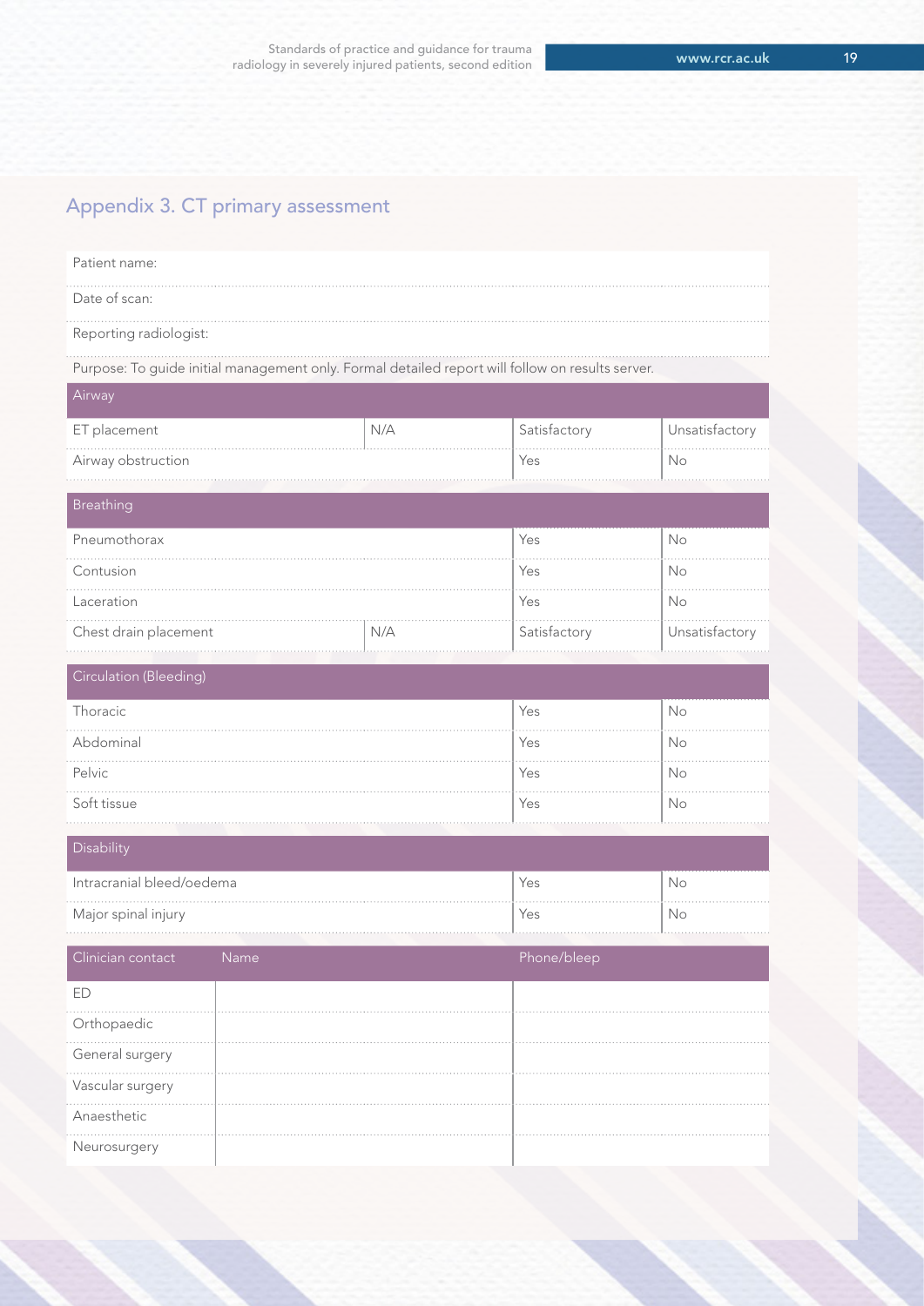## Appendix 3. CT primary assessment

Patient name:

Date of scan:

Reporting radiologist:

Purpose: To guide initial management only. Formal detailed report will follow on results server.

| Airway | | | |
|---|---|---|---|
| ET placement | N/A | Satisfactory | Unsatisfactory |
| Airway obstruction | | Yes | No |

| Breathing | | | |
|---|---|---|---|
| Pneumothorax | | Yes | No |
| Contusion | | Yes | No |
| Laceration | | Yes | No |
| Chest drain placement | N/A | Satisfactory | Unsatisfactory |

| Circulation (Bleeding) | | |
|---|---|---|
| Thoracic | Yes | No |
| Abdominal | Yes | No |
| Pelvic | Yes | No |
| Soft tissue | Yes | No |

| Disability | | |
|---|---|---|
| Intracranial bleed/oedema | Yes | No |
| Major spinal injury | Yes | No |

| Clinician contact | Name | Phone/bleep |
|---|---|---|
| ED | | |
| Orthopaedic | | |
| General surgery | | |
| Vascular surgery | | |
| Anaesthetic | | |
| Neurosurgery | | |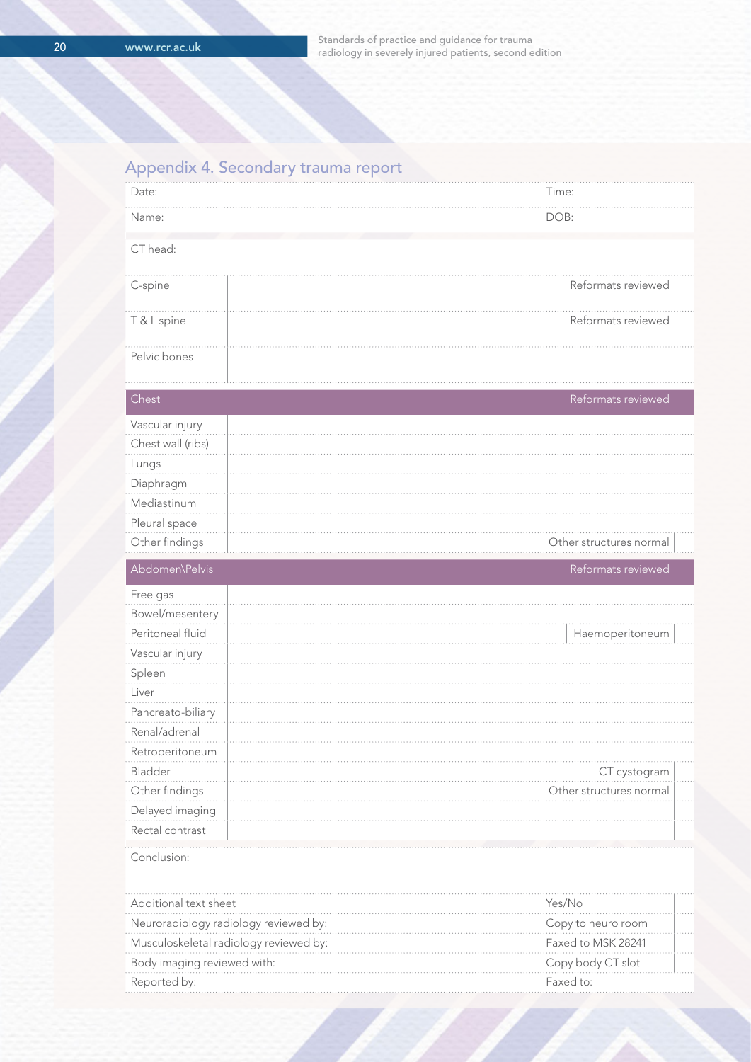## Appendix 4. Secondary trauma report

| Date: | Time: |
|---|---|
| Name: | DOB: |

CT head:

| | | |
|---|---|---|
| C-spine | | Reformats reviewed |
| T & L spine | | Reformats reviewed |
| Pelvic bones | | |

| Chest | | Reformats reviewed |
|---|---|---|
| Vascular injury | | |
| Chest wall (ribs) | | |
| Lungs | | |
| Diaphragm | | |
| Mediastinum | | |
| Pleural space | | |
| Other findings | | Other structures normal |

| Abdomen\Pelvis | | Reformats reviewed |
|---|---|---|
| Free gas | | |
| Bowel/mesentery | | |
| Peritoneal fluid | | Haemoperitoneum |
| Vascular injury | | |
| Spleen | | |
| Liver | | |
| Pancreato-biliary | | |
| Renal/adrenal | | |
| Retroperitoneum | | |
| Bladder | | CT cystogram |
| Other findings | | Other structures normal |
| Delayed imaging | | |
| Rectal contrast | | |

Conclusion:

| | |
|---|---|
| Additional text sheet | Yes/No |
| Neuroradiology radiology reviewed by: | Copy to neuro room |
| Musculoskeletal radiology reviewed by: | Faxed to MSK 28241 |
| Body imaging reviewed with: | Copy body CT slot |
| Reported by: | Faxed to: |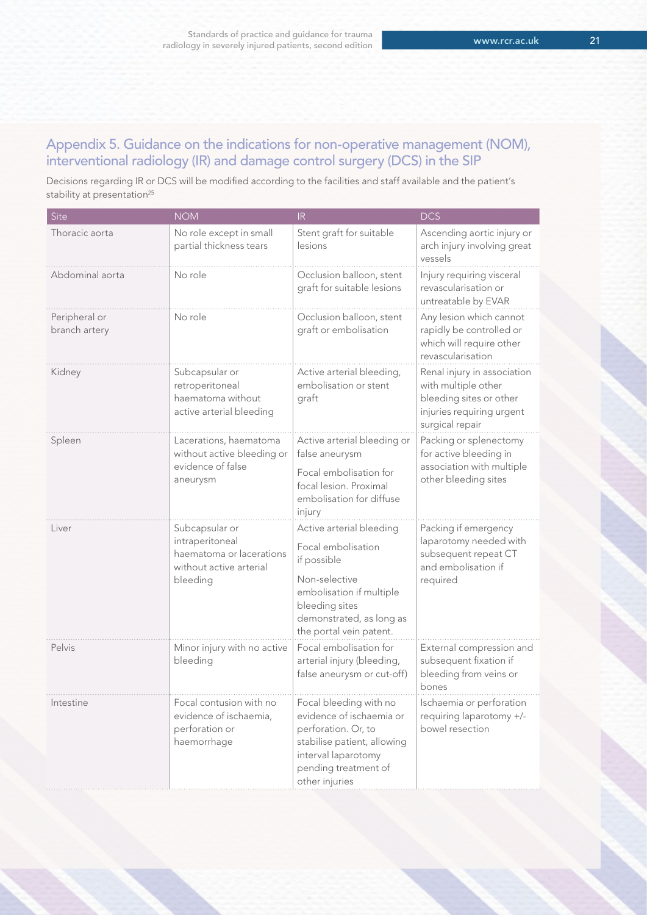## Appendix 5. Guidance on the indications for non-operative management (NOM), interventional radiology (IR) and damage control surgery (DCS) in the SIP

Decisions regarding IR or DCS will be modified according to the facilities and staff available and the patient's stability at presentation[25]

| Site | NOM | IR | DCS |
|---|---|---|---|
| Thoracic aorta | No role except in small partial thickness tears | Stent graft for suitable lesions | Ascending aortic injury or arch injury involving great vessels |
| Abdominal aorta | No role | Occlusion balloon, stent graft for suitable lesions | Injury requiring visceral revascularisation or untreatable by EVAR |
| Peripheral or branch artery | No role | Occlusion balloon, stent graft or embolisation | Any lesion which cannot rapidly be controlled or which will require other revascularisation |
| Kidney | Subcapsular or retroperitoneal haematoma without active arterial bleeding | Active arterial bleeding, embolisation or stent graft | Renal injury in association with multiple other bleeding sites or other injuries requiring urgent surgical repair |
| Spleen | Lacerations, haematoma without active bleeding or evidence of false aneurysm | Active arterial bleeding or false aneurysm<br><br>Focal embolisation for focal lesion. Proximal embolisation for diffuse injury | Packing or splenectomy for active bleeding in association with multiple other bleeding sites |
| Liver | Subcapsular or intraperitoneal haematoma or lacerations without active arterial bleeding | Active arterial bleeding<br><br>Focal embolisation if possible<br><br>Non-selective embolisation if multiple bleeding sites demonstrated, as long as the portal vein patent. | Packing if emergency laparotomy needed with subsequent repeat CT and embolisation if required |
| Pelvis | Minor injury with no active bleeding | Focal embolisation for arterial injury (bleeding, false aneurysm or cut-off) | External compression and subsequent fixation if bleeding from veins or bones |
| Intestine | Focal contusion with no evidence of ischaemia, perforation or haemorrhage | Focal bleeding with no evidence of ischaemia or perforation. Or, to stabilise patient, allowing interval laparotomy pending treatment of other injuries | Ischaemia or perforation requiring laparotomy +/- bowel resection |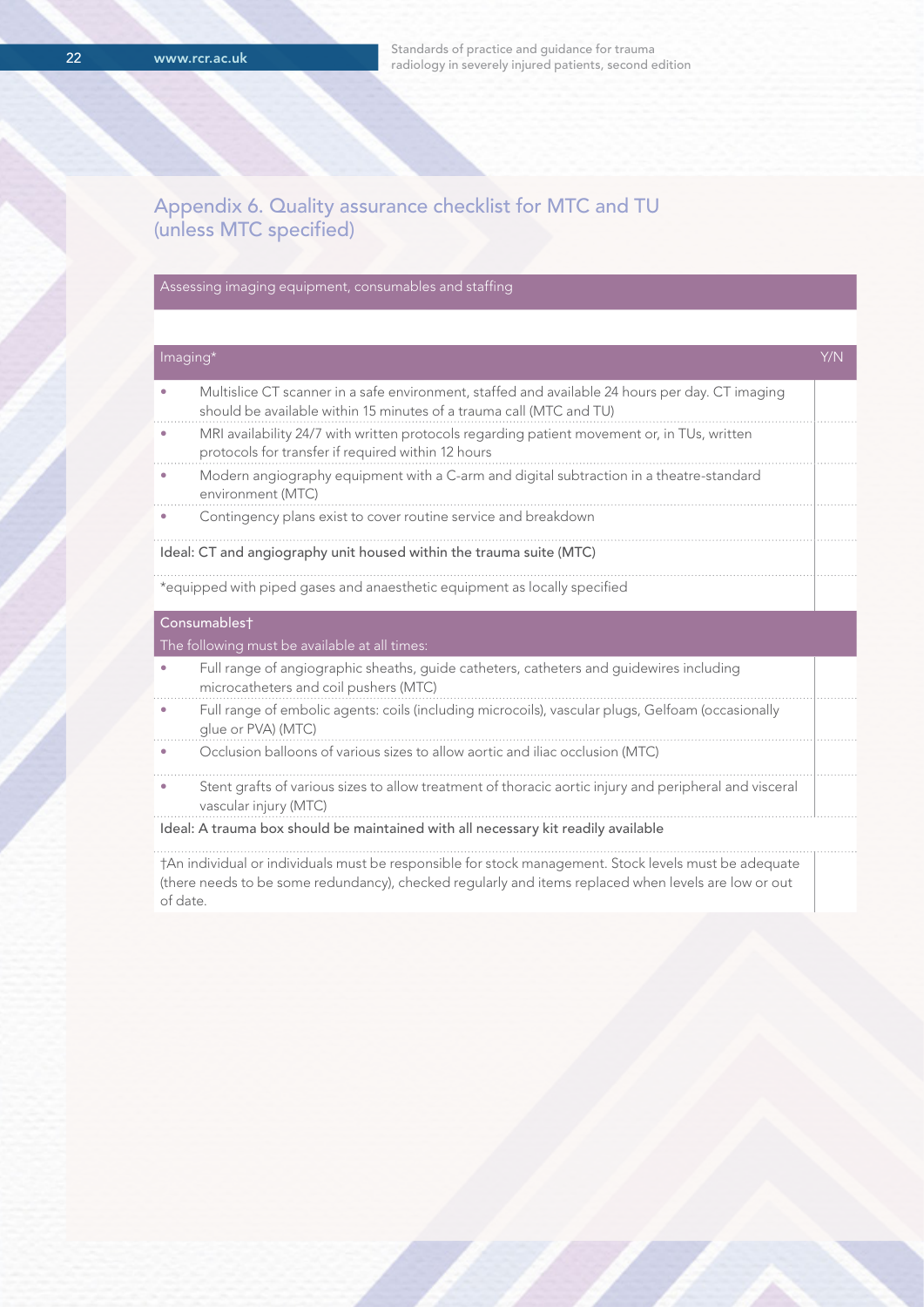## Appendix 6. Quality assurance checklist for MTC and TU (unless MTC specified)

### Assessing imaging equipment, consumables and staffing

| Imaging* | Y/N |
|---|---|
| • Multislice CT scanner in a safe environment, staffed and available 24 hours per day. CT imaging should be available within 15 minutes of a trauma call (MTC and TU) | |
| • MRI availability 24/7 with written protocols regarding patient movement or, in TUs, written protocols for transfer if required within 12 hours | |
| • Modern angiography equipment with a C-arm and digital subtraction in a theatre-standard environment (MTC) | |
| • Contingency plans exist to cover routine service and breakdown | |
| Ideal: CT and angiography unit housed within the trauma suite (MTC) | |
| *equipped with piped gases and anaesthetic equipment as locally specified | |

| Consumables† <br> The following must be available at all times: | |
|---|---|
| • Full range of angiographic sheaths, guide catheters, catheters and guidewires including microcatheters and coil pushers (MTC) | |
| • Full range of embolic agents: coils (including microcoils), vascular plugs, Gelfoam (occasionally glue or PVA) (MTC) | |
| • Occlusion balloons of various sizes to allow aortic and iliac occlusion (MTC) | |
| • Stent grafts of various sizes to allow treatment of thoracic aortic injury and peripheral and visceral vascular injury (MTC) | |
| Ideal: A trauma box should be maintained with all necessary kit readily available | |
| †An individual or individuals must be responsible for stock management. Stock levels must be adequate (there needs to be some redundancy), checked regularly and items replaced when levels are low or out of date. | |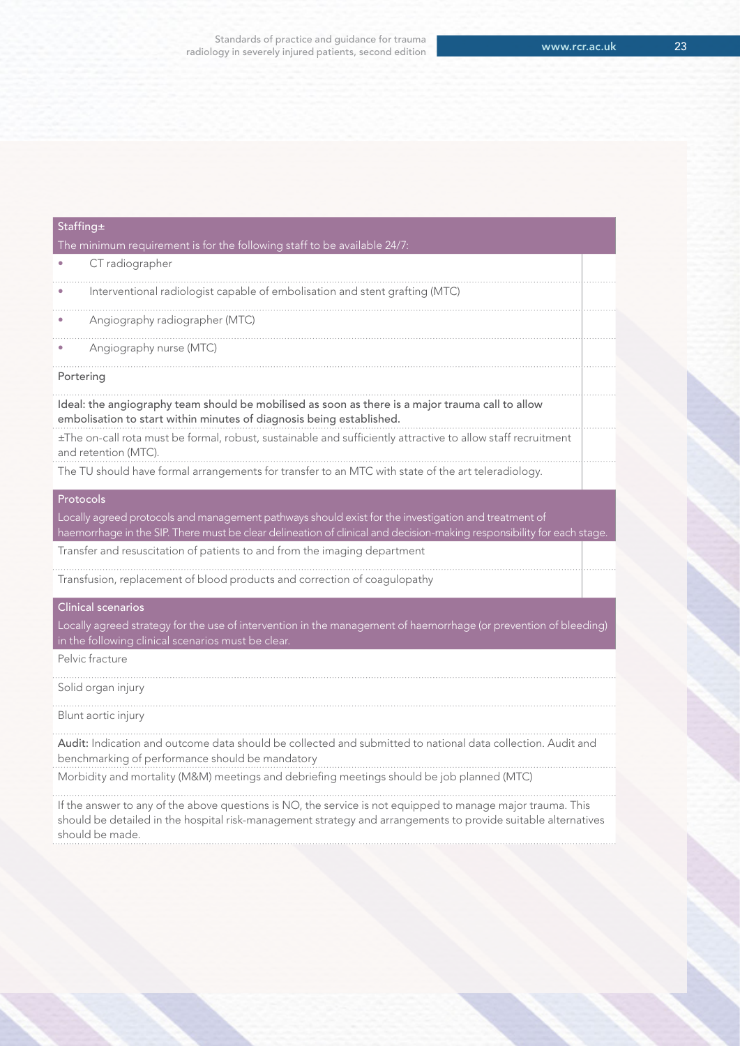| Staffing± | |
|---|---|
| The minimum requirement is for the following staff to be available 24/7: | |
| • CT radiographer | |
| • Interventional radiologist capable of embolisation and stent grafting (MTC) | |
| • Angiography radiographer (MTC) | |
| • Angiography nurse (MTC) | |
| Portering | |
| **Ideal: the angiography team should be mobilised as soon as there is a major trauma call to allow embolisation to start within minutes of diagnosis being established.** | |
| ±The on-call rota must be formal, robust, sustainable and sufficiently attractive to allow staff recruitment and retention (MTC). | |
| The TU should have formal arrangements for transfer to an MTC with state of the art teleradiology. | |
| **Protocols** | |
| Locally agreed protocols and management pathways should exist for the investigation and treatment of haemorrhage in the SIP. There must be clear delineation of clinical and decision-making responsibility for each stage. | |
| Transfer and resuscitation of patients to and from the imaging department | |
| Transfusion, replacement of blood products and correction of coagulopathy | |
| **Clinical scenarios** | |
| Locally agreed strategy for the use of intervention in the management of haemorrhage (or prevention of bleeding) in the following clinical scenarios must be clear. | |
| Pelvic fracture | |
| Solid organ injury | |
| Blunt aortic injury | |
| **Audit:** Indication and outcome data should be collected and submitted to national data collection. Audit and benchmarking of performance should be mandatory | |
| Morbidity and mortality (M&M) meetings and debriefing meetings should be job planned (MTC) | |
| If the answer to any of the above questions is NO, the service is not equipped to manage major trauma. This should be detailed in the hospital risk-management strategy and arrangements to provide suitable alternatives should be made. | |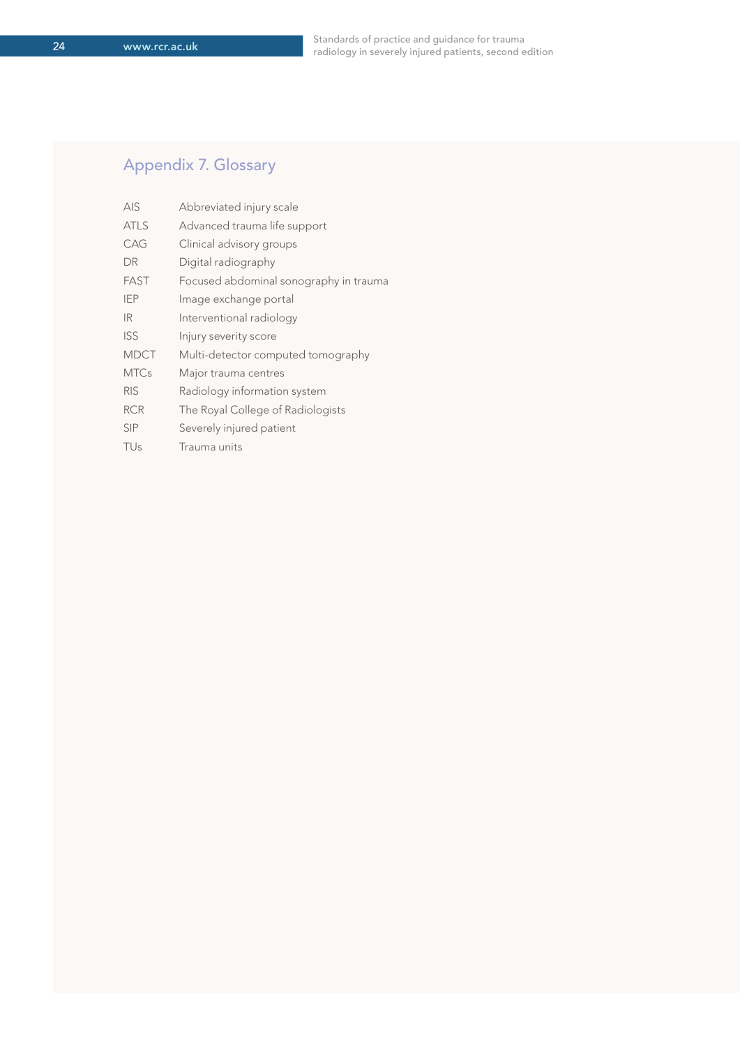## Appendix 7. Glossary

| | |
|---|---|
| AIS | Abbreviated injury scale |
| ATLS | Advanced trauma life support |
| CAG | Clinical advisory groups |
| DR | Digital radiography |
| FAST | Focused abdominal sonography in trauma |
| IEP | Image exchange portal |
| IR | Interventional radiology |
| ISS | Injury severity score |
| MDCT | Multi-detector computed tomography |
| MTCs | Major trauma centres |
| RIS | Radiology information system |
| RCR | The Royal College of Radiologists |
| SIP | Severely injured patient |
| TUs | Trauma units |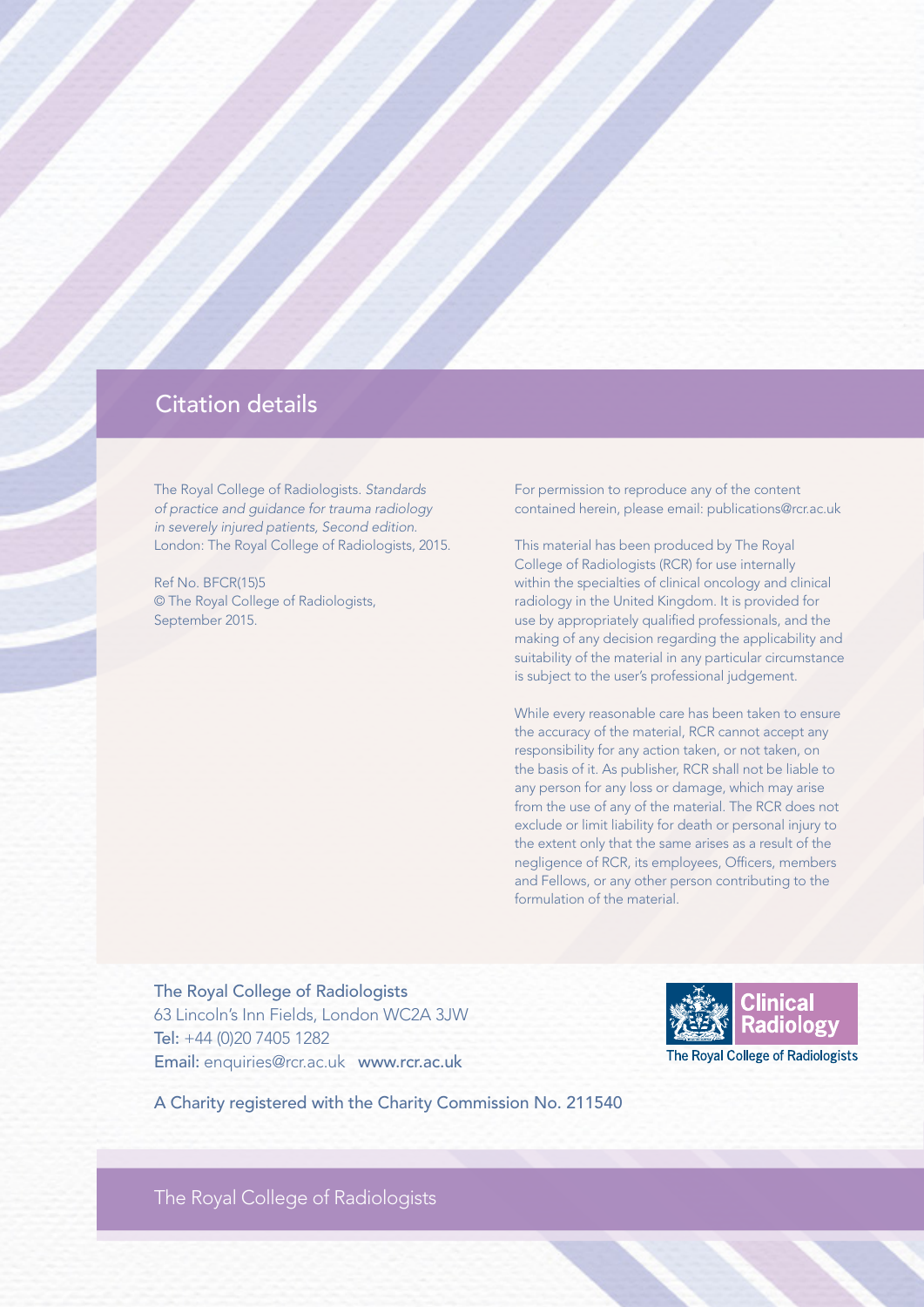## Citation details

The Royal College of Radiologists. *Standards of practice and guidance for trauma radiology in severely injured patients, Second edition.* London: The Royal College of Radiologists, 2015.

Ref No. BFCR(15)5
© The Royal College of Radiologists, September 2015.

For permission to reproduce any of the content contained herein, please email: publications@rcr.ac.uk

This material has been produced by The Royal College of Radiologists (RCR) for use internally within the specialties of clinical oncology and clinical radiology in the United Kingdom. It is provided for use by appropriately qualified professionals, and the making of any decision regarding the applicability and suitability of the material in any particular circumstance is subject to the user's professional judgement.

While every reasonable care has been taken to ensure the accuracy of the material, RCR cannot accept any responsibility for any action taken, or not taken, on the basis of it. As publisher, RCR shall not be liable to any person for any loss or damage, which may arise from the use of any of the material. The RCR does not exclude or limit liability for death or personal injury to the extent only that the same arises as a result of the negligence of RCR, its employees, Officers, members and Fellows, or any other person contributing to the formulation of the material.

The Royal College of Radiologists
63 Lincoln's Inn Fields, London WC2A 3JW
Tel: +44 (0)20 7405 1282
Email: enquiries@rcr.ac.uk www.rcr.ac.uk

Clinical Radiology
The Royal College of Radiologists

A Charity registered with the Charity Commission No. 211540